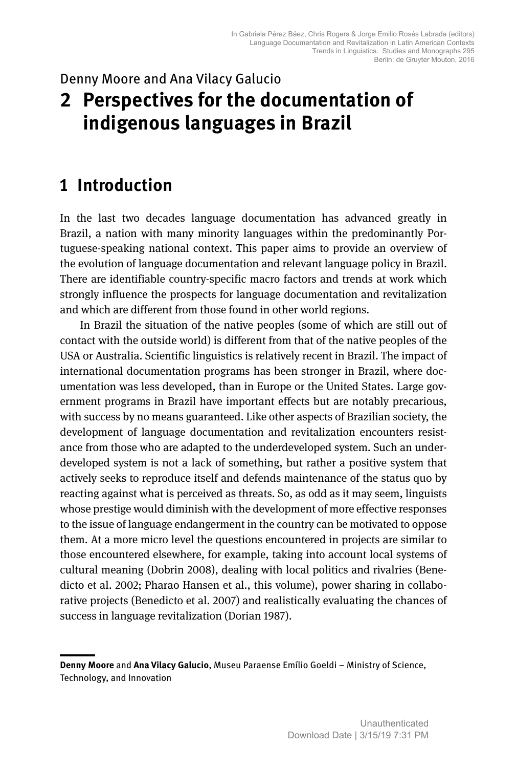Denny Moore and Ana Vilacy Galucio

# 2 Perspectives for the documentation of indigenous languages in Brazil

## 1 Introduction

In the last two decades language documentation has advanced greatly in Brazil, a nation with many minority languages within the predominantly Portuguese-speaking national context. This paper aims to provide an overview of the evolution of language documentation and relevant language policy in Brazil. There are identifiable country-specific macro factors and trends at work which strongly influence the prospects for language documentation and revitalization and which are different from those found in other world regions.

In Brazil the situation of the native peoples (some of which are still out of contact with the outside world) is different from that of the native peoples of the USA or Australia. Scientific linguistics is relatively recent in Brazil. The impact of international documentation programs has been stronger in Brazil, where documentation was less developed, than in Europe or the United States. Large government programs in Brazil have important effects but are notably precarious, with success by no means guaranteed. Like other aspects of Brazilian society, the development of language documentation and revitalization encounters resistance from those who are adapted to the underdeveloped system. Such an underdeveloped system is not a lack of something, but rather a positive system that actively seeks to reproduce itself and defends maintenance of the status quo by reacting against what is perceived as threats. So, as odd as it may seem, linguists whose prestige would diminish with the development of more effective responses to the issue of language endangerment in the country can be motivated to oppose them. At a more micro level the questions encountered in projects are similar to those encountered elsewhere, for example, taking into account local systems of cultural meaning (Dobrin 2008), dealing with local politics and rivalries (Benedicto et al. 2002; Pharao Hansen et al., this volume), power sharing in collaborative projects (Benedicto et al. 2007) and realistically evaluating the chances of success in language revitalization (Dorian 1987).

---

**Denny Moore** and **Ana Vilacy Galucio**, Museu Paraense Emílio Goeldi – Ministry of Science, Technology, and Innovation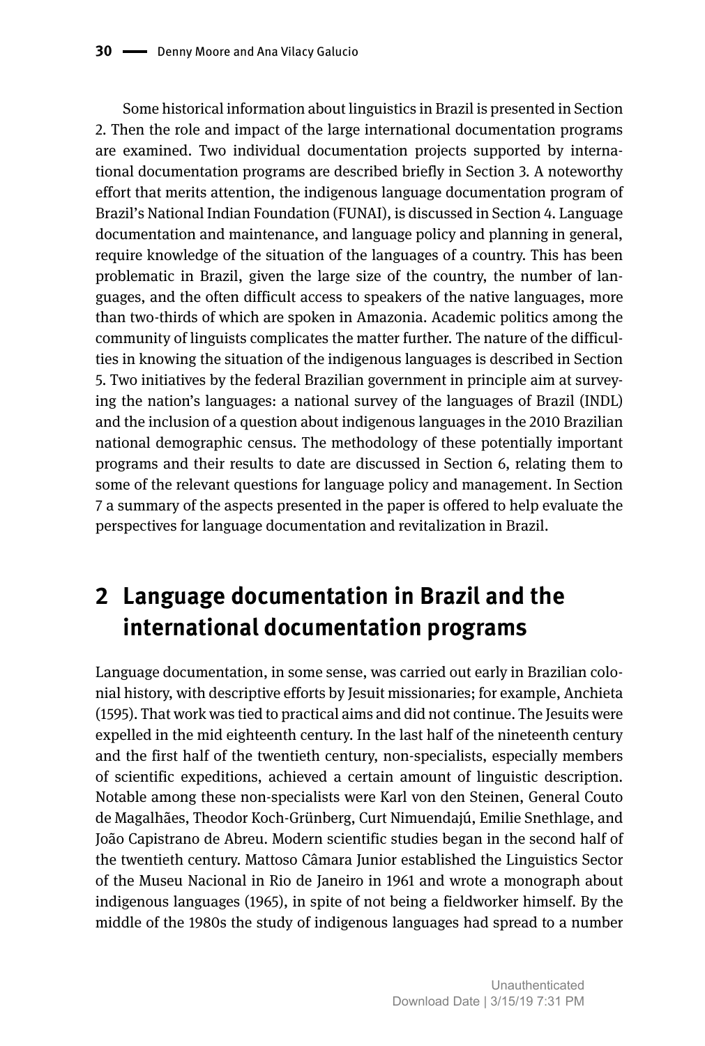Some historical information about linguistics in Brazil is presented in Section 2. Then the role and impact of the large international documentation programs are examined. Two individual documentation projects supported by international documentation programs are described briefly in Section 3. A noteworthy effort that merits attention, the indigenous language documentation program of Brazil's National Indian Foundation (FUNAI), is discussed in Section 4. Language documentation and maintenance, and language policy and planning in general, require knowledge of the situation of the languages of a country. This has been problematic in Brazil, given the large size of the country, the number of languages, and the often difficult access to speakers of the native languages, more than two-thirds of which are spoken in Amazonia. Academic politics among the community of linguists complicates the matter further. The nature of the difficulties in knowing the situation of the indigenous languages is described in Section 5. Two initiatives by the federal Brazilian government in principle aim at surveying the nation's languages: a national survey of the languages of Brazil (INDL) and the inclusion of a question about indigenous languages in the 2010 Brazilian national demographic census. The methodology of these potentially important programs and their results to date are discussed in Section 6, relating them to some of the relevant questions for language policy and management. In Section 7 a summary of the aspects presented in the paper is offered to help evaluate the perspectives for language documentation and revitalization in Brazil.

## 2 Language documentation in Brazil and the international documentation programs

Language documentation, in some sense, was carried out early in Brazilian colonial history, with descriptive efforts by Jesuit missionaries; for example, Anchieta (1595). That work was tied to practical aims and did not continue. The Jesuits were expelled in the mid eighteenth century. In the last half of the nineteenth century and the first half of the twentieth century, non-specialists, especially members of scientific expeditions, achieved a certain amount of linguistic description. Notable among these non-specialists were Karl von den Steinen, General Couto de Magalhães, Theodor Koch-Grünberg, Curt Nimuendajú, Emilie Snethlage, and João Capistrano de Abreu. Modern scientific studies began in the second half of the twentieth century. Mattoso Câmara Junior established the Linguistics Sector of the Museu Nacional in Rio de Janeiro in 1961 and wrote a monograph about indigenous languages (1965), in spite of not being a fieldworker himself. By the middle of the 1980s the study of indigenous languages had spread to a number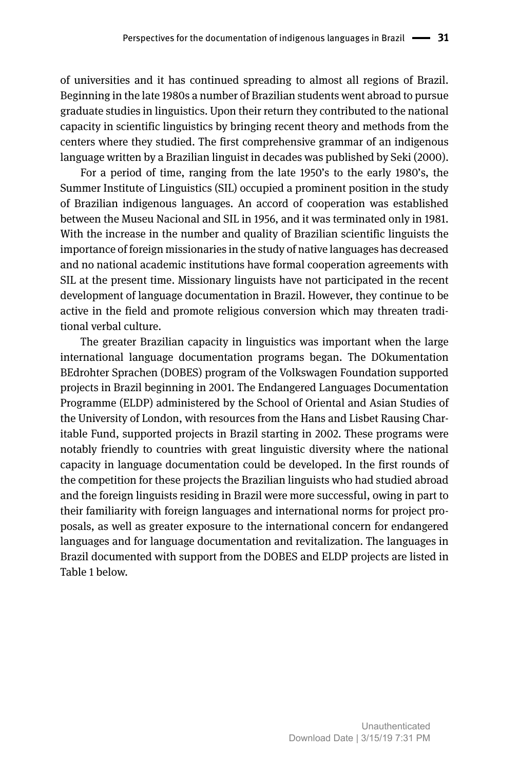of universities and it has continued spreading to almost all regions of Brazil. Beginning in the late 1980s a number of Brazilian students went abroad to pursue graduate studies in linguistics. Upon their return they contributed to the national capacity in scientific linguistics by bringing recent theory and methods from the centers where they studied. The first comprehensive grammar of an indigenous language written by a Brazilian linguist in decades was published by Seki (2000).

For a period of time, ranging from the late 1950's to the early 1980's, the Summer Institute of Linguistics (SIL) occupied a prominent position in the study of Brazilian indigenous languages. An accord of cooperation was established between the Museu Nacional and SIL in 1956, and it was terminated only in 1981. With the increase in the number and quality of Brazilian scientific linguists the importance of foreign missionaries in the study of native languages has decreased and no national academic institutions have formal cooperation agreements with SIL at the present time. Missionary linguists have not participated in the recent development of language documentation in Brazil. However, they continue to be active in the field and promote religious conversion which may threaten traditional verbal culture.

The greater Brazilian capacity in linguistics was important when the large international language documentation programs began. The DOkumentation BEdrohter Sprachen (DOBES) program of the Volkswagen Foundation supported projects in Brazil beginning in 2001. The Endangered Languages Documentation Programme (ELDP) administered by the School of Oriental and Asian Studies of the University of London, with resources from the Hans and Lisbet Rausing Charitable Fund, supported projects in Brazil starting in 2002. These programs were notably friendly to countries with great linguistic diversity where the national capacity in language documentation could be developed. In the first rounds of the competition for these projects the Brazilian linguists who had studied abroad and the foreign linguists residing in Brazil were more successful, owing in part to their familiarity with foreign languages and international norms for project proposals, as well as greater exposure to the international concern for endangered languages and for language documentation and revitalization. The languages in Brazil documented with support from the DOBES and ELDP projects are listed in Table 1 below.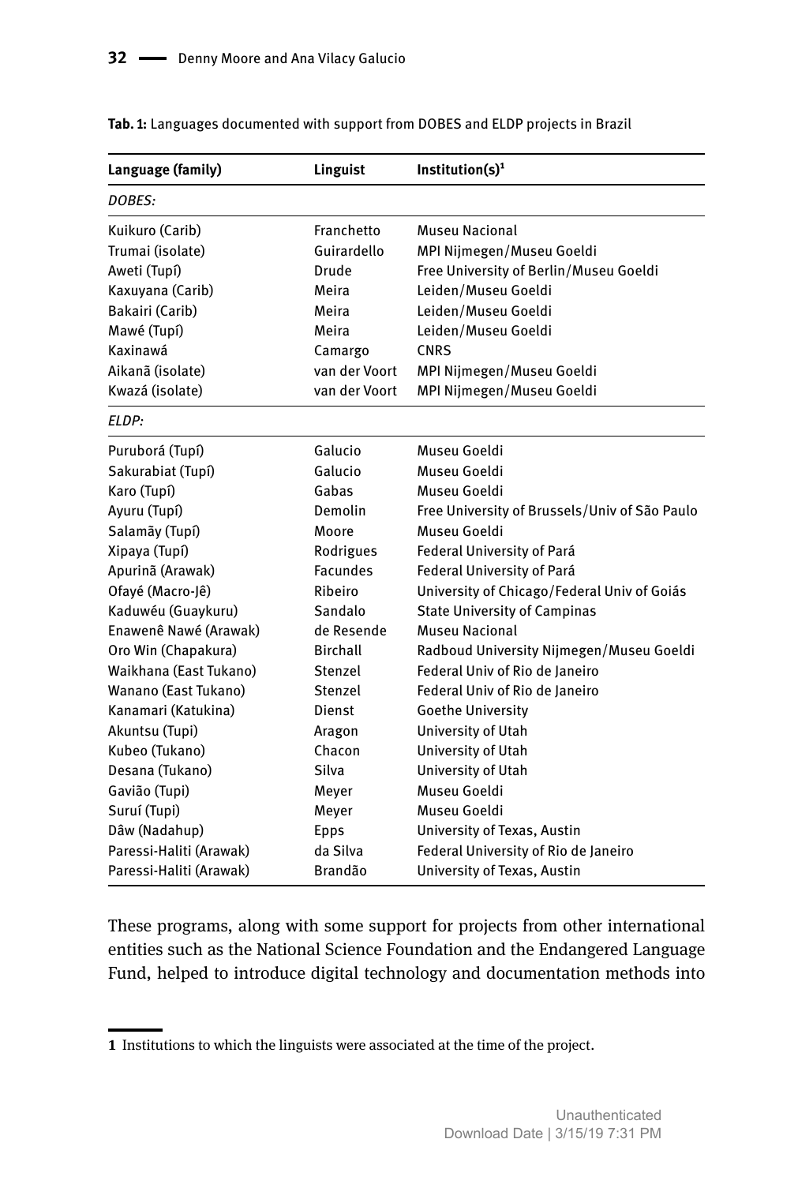**Tab. 1:** Languages documented with support from DOBES and ELDP projects in Brazil

| Language (family) | Linguist | Institution(s)[1] |
|---|---|---|
| *DOBES:* | | |
| Kuikuro (Carib) | Franchetto | Museu Nacional |
| Trumai (isolate) | Guirardello | MPI Nijmegen/Museu Goeldi |
| Aweti (Tupí) | Drude | Free University of Berlin/Museu Goeldi |
| Kaxuyana (Carib) | Meira | Leiden/Museu Goeldi |
| Bakairi (Carib) | Meira | Leiden/Museu Goeldi |
| Mawé (Tupí) | Meira | Leiden/Museu Goeldi |
| Kaxinawá | Camargo | CNRS |
| Aikanã (isolate) | van der Voort | MPI Nijmegen/Museu Goeldi |
| Kwazá (isolate) | van der Voort | MPI Nijmegen/Museu Goeldi |
| *ELDP:* | | |
| Puruborá (Tupí) | Galucio | Museu Goeldi |
| Sakurabiat (Tupí) | Galucio | Museu Goeldi |
| Karo (Tupí) | Gabas | Museu Goeldi |
| Ayuru (Tupí) | Demolin | Free University of Brussels/Univ of São Paulo |
| Salamãy (Tupí) | Moore | Museu Goeldi |
| Xipaya (Tupí) | Rodrigues | Federal University of Pará |
| Apurinã (Arawak) | Facundes | Federal University of Pará |
| Ofayé (Macro-Jê) | Ribeiro | University of Chicago/Federal Univ of Goiás |
| Kaduwéu (Guaykuru) | Sandalo | State University of Campinas |
| Enawenê Nawé (Arawak) | de Resende | Museu Nacional |
| Oro Win (Chapakura) | Birchall | Radboud University Nijmegen/Museu Goeldi |
| Waikhana (East Tukano) | Stenzel | Federal Univ of Rio de Janeiro |
| Wanano (East Tukano) | Stenzel | Federal Univ of Rio de Janeiro |
| Kanamari (Katukina) | Dienst | Goethe University |
| Akuntsu (Tupi) | Aragon | University of Utah |
| Kubeo (Tukano) | Chacon | University of Utah |
| Desana (Tukano) | Silva | University of Utah |
| Gavião (Tupi) | Meyer | Museu Goeldi |
| Suruí (Tupi) | Meyer | Museu Goeldi |
| Dâw (Nadahup) | Epps | University of Texas, Austin |
| Paressi-Haliti (Arawak) | da Silva | Federal University of Rio de Janeiro |
| Paressi-Haliti (Arawak) | Brandão | University of Texas, Austin |

These programs, along with some support for projects from other international entities such as the National Science Foundation and the Endangered Language Fund, helped to introduce digital technology and documentation methods into

1 Institutions to which the linguists were associated at the time of the project.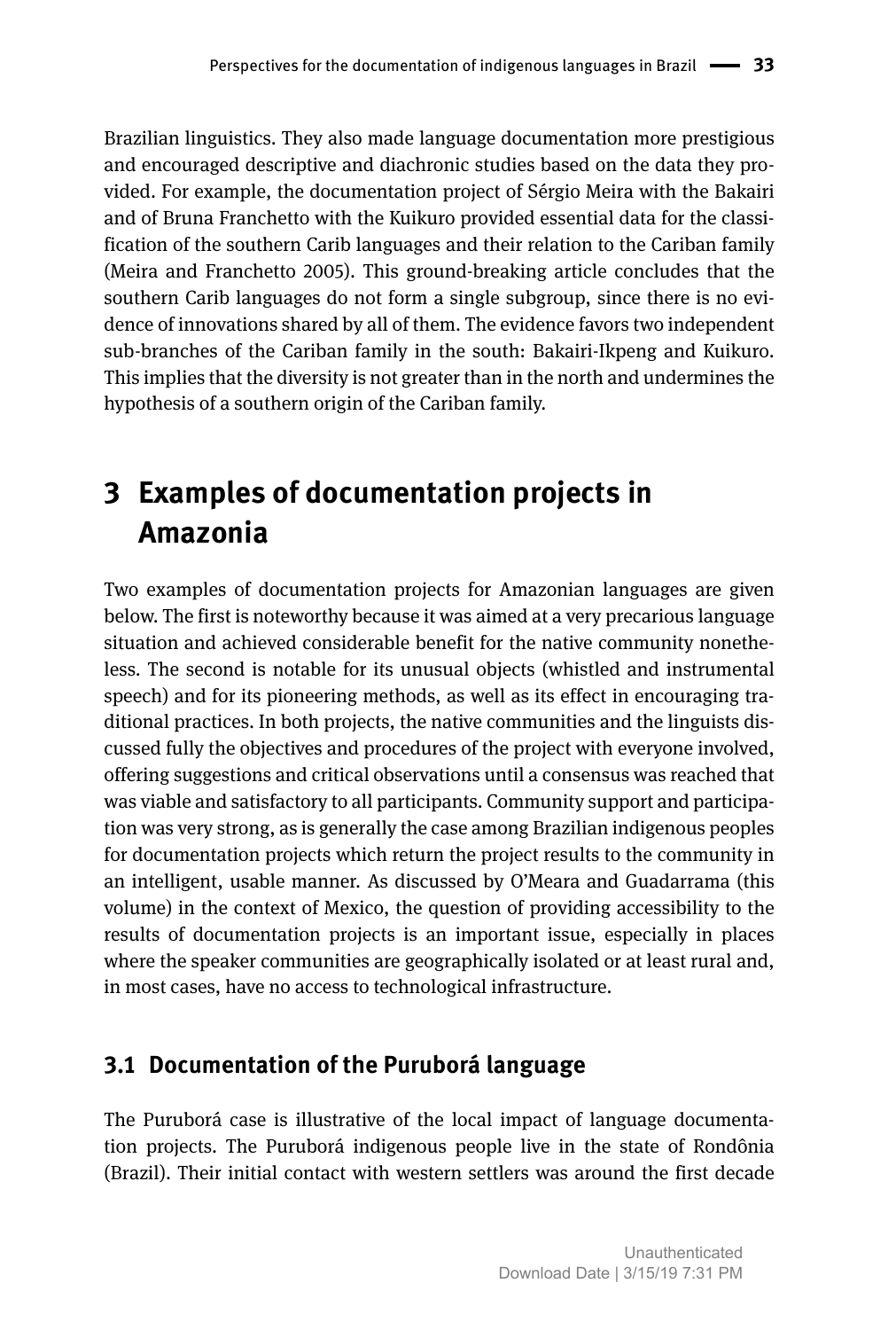Brazilian linguistics. They also made language documentation more prestigious and encouraged descriptive and diachronic studies based on the data they provided. For example, the documentation project of Sérgio Meira with the Bakairi and of Bruna Franchetto with the Kuikuro provided essential data for the classification of the southern Carib languages and their relation to the Cariban family (Meira and Franchetto 2005). This ground-breaking article concludes that the southern Carib languages do not form a single subgroup, since there is no evidence of innovations shared by all of them. The evidence favors two independent sub-branches of the Cariban family in the south: Bakairi-Ikpeng and Kuikuro. This implies that the diversity is not greater than in the north and undermines the hypothesis of a southern origin of the Cariban family.

# 3 Examples of documentation projects in Amazonia

Two examples of documentation projects for Amazonian languages are given below. The first is noteworthy because it was aimed at a very precarious language situation and achieved considerable benefit for the native community nonetheless. The second is notable for its unusual objects (whistled and instrumental speech) and for its pioneering methods, as well as its effect in encouraging traditional practices. In both projects, the native communities and the linguists discussed fully the objectives and procedures of the project with everyone involved, offering suggestions and critical observations until a consensus was reached that was viable and satisfactory to all participants. Community support and participation was very strong, as is generally the case among Brazilian indigenous peoples for documentation projects which return the project results to the community in an intelligent, usable manner. As discussed by O'Meara and Guadarrama (this volume) in the context of Mexico, the question of providing accessibility to the results of documentation projects is an important issue, especially in places where the speaker communities are geographically isolated or at least rural and, in most cases, have no access to technological infrastructure.

## 3.1 Documentation of the Puruborá language

The Puruborá case is illustrative of the local impact of language documentation projects. The Puruborá indigenous people live in the state of Rondônia (Brazil). Their initial contact with western settlers was around the first decade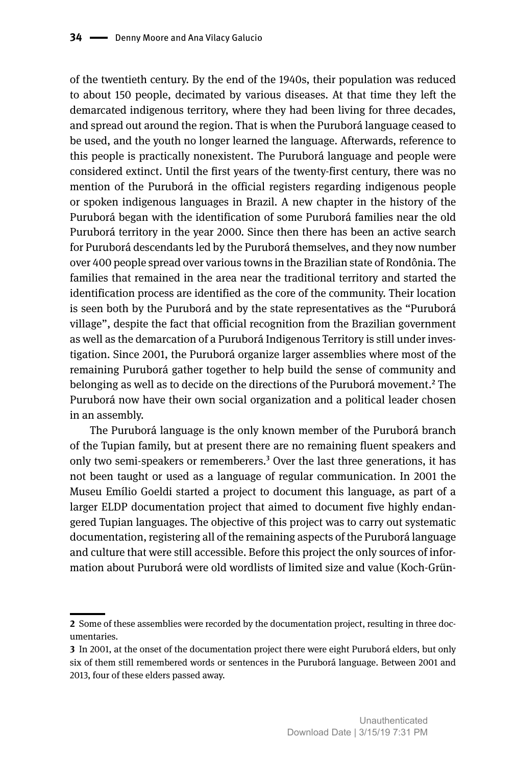of the twentieth century. By the end of the 1940s, their population was reduced to about 150 people, decimated by various diseases. At that time they left the demarcated indigenous territory, where they had been living for three decades, and spread out around the region. That is when the Puruborá language ceased to be used, and the youth no longer learned the language. Afterwards, reference to this people is practically nonexistent. The Puruborá language and people were considered extinct. Until the first years of the twenty-first century, there was no mention of the Puruborá in the official registers regarding indigenous people or spoken indigenous languages in Brazil. A new chapter in the history of the Puruborá began with the identification of some Puruborá families near the old Puruborá territory in the year 2000. Since then there has been an active search for Puruborá descendants led by the Puruborá themselves, and they now number over 400 people spread over various towns in the Brazilian state of Rondônia. The families that remained in the area near the traditional territory and started the identification process are identified as the core of the community. Their location is seen both by the Puruborá and by the state representatives as the "Puruborá village", despite the fact that official recognition from the Brazilian government as well as the demarcation of a Puruborá Indigenous Territory is still under investigation. Since 2001, the Puruborá organize larger assemblies where most of the remaining Puruborá gather together to help build the sense of community and belonging as well as to decide on the directions of the Puruborá movement.[2] The Puruborá now have their own social organization and a political leader chosen in an assembly.

The Puruborá language is the only known member of the Puruborá branch of the Tupian family, but at present there are no remaining fluent speakers and only two semi-speakers or rememberers.[3] Over the last three generations, it has not been taught or used as a language of regular communication. In 2001 the Museu Emílio Goeldi started a project to document this language, as part of a larger ELDP documentation project that aimed to document five highly endangered Tupian languages. The objective of this project was to carry out systematic documentation, registering all of the remaining aspects of the Puruborá language and culture that were still accessible. Before this project the only sources of information about Puruborá were old wordlists of limited size and value (Koch-Grün-

---

2 Some of these assemblies were recorded by the documentation project, resulting in three documentaries.

3 In 2001, at the onset of the documentation project there were eight Puruborá elders, but only six of them still remembered words or sentences in the Puruborá language. Between 2001 and 2013, four of these elders passed away.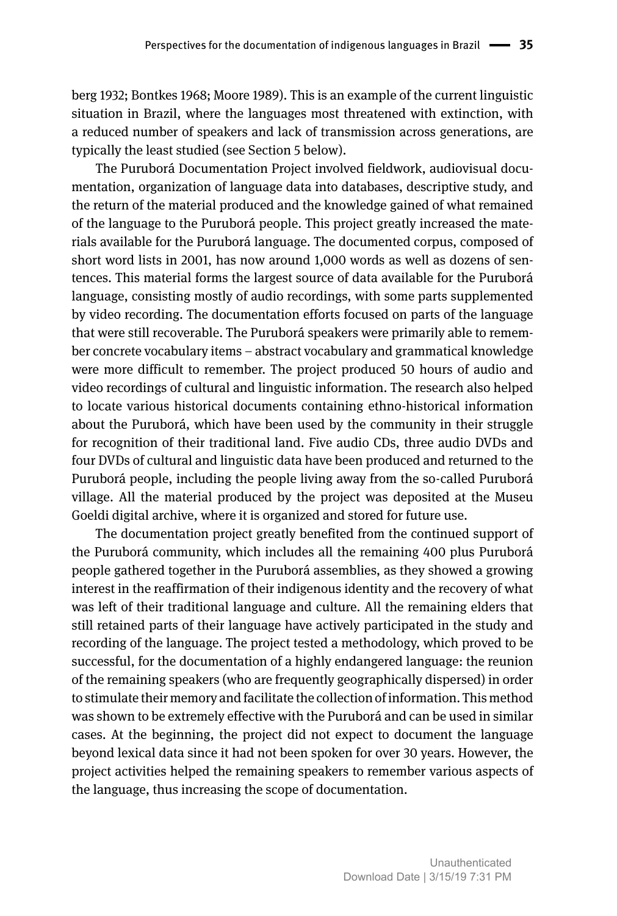berg 1932; Bontkes 1968; Moore 1989). This is an example of the current linguistic situation in Brazil, where the languages most threatened with extinction, with a reduced number of speakers and lack of transmission across generations, are typically the least studied (see Section 5 below).

The Puruborá Documentation Project involved fieldwork, audiovisual documentation, organization of language data into databases, descriptive study, and the return of the material produced and the knowledge gained of what remained of the language to the Puruborá people. This project greatly increased the materials available for the Puruborá language. The documented corpus, composed of short word lists in 2001, has now around 1,000 words as well as dozens of sentences. This material forms the largest source of data available for the Puruborá language, consisting mostly of audio recordings, with some parts supplemented by video recording. The documentation efforts focused on parts of the language that were still recoverable. The Puruborá speakers were primarily able to remember concrete vocabulary items – abstract vocabulary and grammatical knowledge were more difficult to remember. The project produced 50 hours of audio and video recordings of cultural and linguistic information. The research also helped to locate various historical documents containing ethno-historical information about the Puruborá, which have been used by the community in their struggle for recognition of their traditional land. Five audio CDs, three audio DVDs and four DVDs of cultural and linguistic data have been produced and returned to the Puruborá people, including the people living away from the so-called Puruborá village. All the material produced by the project was deposited at the Museu Goeldi digital archive, where it is organized and stored for future use.

The documentation project greatly benefited from the continued support of the Puruborá community, which includes all the remaining 400 plus Puruborá people gathered together in the Puruborá assemblies, as they showed a growing interest in the reaffirmation of their indigenous identity and the recovery of what was left of their traditional language and culture. All the remaining elders that still retained parts of their language have actively participated in the study and recording of the language. The project tested a methodology, which proved to be successful, for the documentation of a highly endangered language: the reunion of the remaining speakers (who are frequently geographically dispersed) in order to stimulate their memory and facilitate the collection of information. This method was shown to be extremely effective with the Puruborá and can be used in similar cases. At the beginning, the project did not expect to document the language beyond lexical data since it had not been spoken for over 30 years. However, the project activities helped the remaining speakers to remember various aspects of the language, thus increasing the scope of documentation.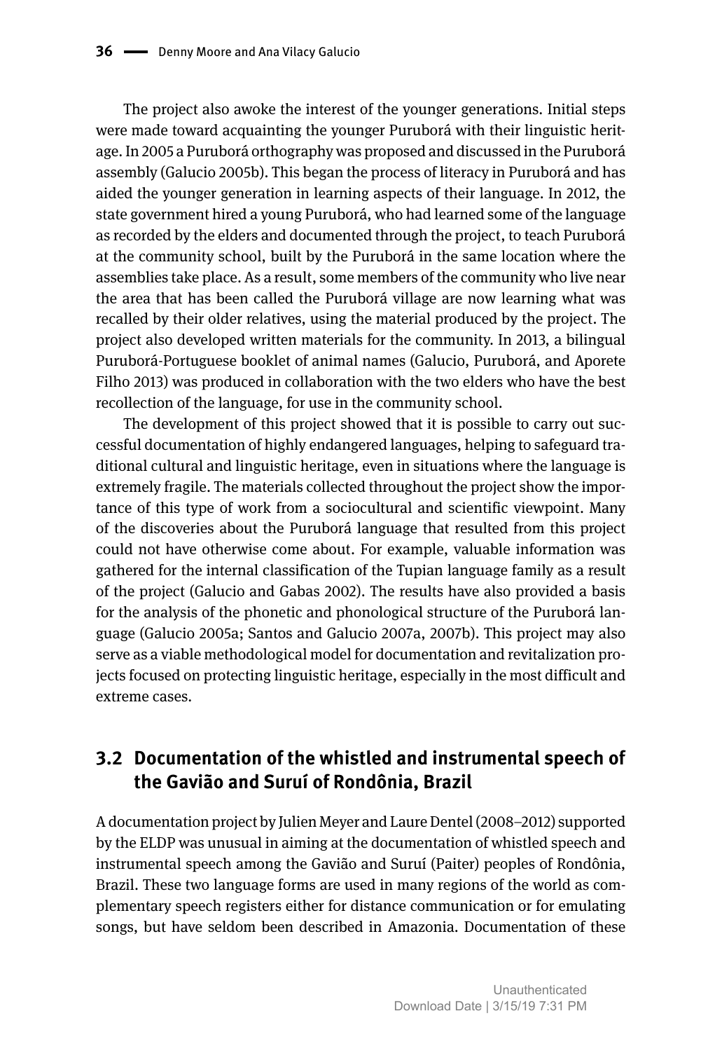The project also awoke the interest of the younger generations. Initial steps were made toward acquainting the younger Puruborá with their linguistic heritage. In 2005 a Puruborá orthography was proposed and discussed in the Puruborá assembly (Galucio 2005b). This began the process of literacy in Puruborá and has aided the younger generation in learning aspects of their language. In 2012, the state government hired a young Puruborá, who had learned some of the language as recorded by the elders and documented through the project, to teach Puruborá at the community school, built by the Puruborá in the same location where the assemblies take place. As a result, some members of the community who live near the area that has been called the Puruborá village are now learning what was recalled by their older relatives, using the material produced by the project. The project also developed written materials for the community. In 2013, a bilingual Puruborá-Portuguese booklet of animal names (Galucio, Puruborá, and Aporete Filho 2013) was produced in collaboration with the two elders who have the best recollection of the language, for use in the community school.

The development of this project showed that it is possible to carry out successful documentation of highly endangered languages, helping to safeguard traditional cultural and linguistic heritage, even in situations where the language is extremely fragile. The materials collected throughout the project show the importance of this type of work from a sociocultural and scientific viewpoint. Many of the discoveries about the Puruborá language that resulted from this project could not have otherwise come about. For example, valuable information was gathered for the internal classification of the Tupian language family as a result of the project (Galucio and Gabas 2002). The results have also provided a basis for the analysis of the phonetic and phonological structure of the Puruborá language (Galucio 2005a; Santos and Galucio 2007a, 2007b). This project may also serve as a viable methodological model for documentation and revitalization projects focused on protecting linguistic heritage, especially in the most difficult and extreme cases.

## 3.2 Documentation of the whistled and instrumental speech of the Gavião and Suruí of Rondônia, Brazil

A documentation project by Julien Meyer and Laure Dentel (2008–2012) supported by the ELDP was unusual in aiming at the documentation of whistled speech and instrumental speech among the Gavião and Suruí (Paiter) peoples of Rondônia, Brazil. These two language forms are used in many regions of the world as complementary speech registers either for distance communication or for emulating songs, but have seldom been described in Amazonia. Documentation of these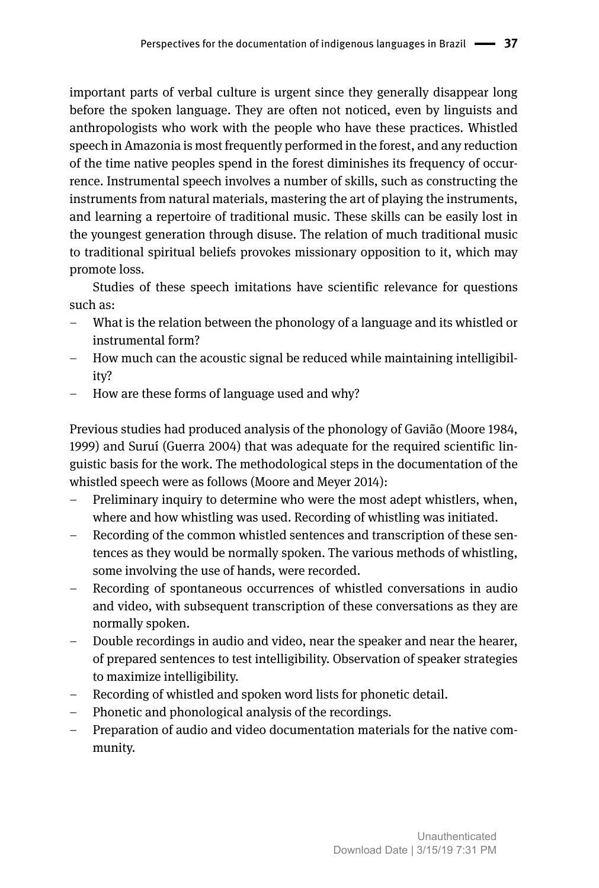important parts of verbal culture is urgent since they generally disappear long before the spoken language. They are often not noticed, even by linguists and anthropologists who work with the people who have these practices. Whistled speech in Amazonia is most frequently performed in the forest, and any reduction of the time native peoples spend in the forest diminishes its frequency of occurrence. Instrumental speech involves a number of skills, such as constructing the instruments from natural materials, mastering the art of playing the instruments, and learning a repertoire of traditional music. These skills can be easily lost in the youngest generation through disuse. The relation of much traditional music to traditional spiritual beliefs provokes missionary opposition to it, which may promote loss.

Studies of these speech imitations have scientific relevance for questions such as:

- What is the relation between the phonology of a language and its whistled or instrumental form?
- How much can the acoustic signal be reduced while maintaining intelligibility?
- How are these forms of language used and why?

Previous studies had produced analysis of the phonology of Gavião (Moore 1984, 1999) and Suruí (Guerra 2004) that was adequate for the required scientific linguistic basis for the work. The methodological steps in the documentation of the whistled speech were as follows (Moore and Meyer 2014):

- Preliminary inquiry to determine who were the most adept whistlers, when, where and how whistling was used. Recording of whistling was initiated.
- Recording of the common whistled sentences and transcription of these sentences as they would be normally spoken. The various methods of whistling, some involving the use of hands, were recorded.
- Recording of spontaneous occurrences of whistled conversations in audio and video, with subsequent transcription of these conversations as they are normally spoken.
- Double recordings in audio and video, near the speaker and near the hearer, of prepared sentences to test intelligibility. Observation of speaker strategies to maximize intelligibility.
- Recording of whistled and spoken word lists for phonetic detail.
- Phonetic and phonological analysis of the recordings.
- Preparation of audio and video documentation materials for the native community.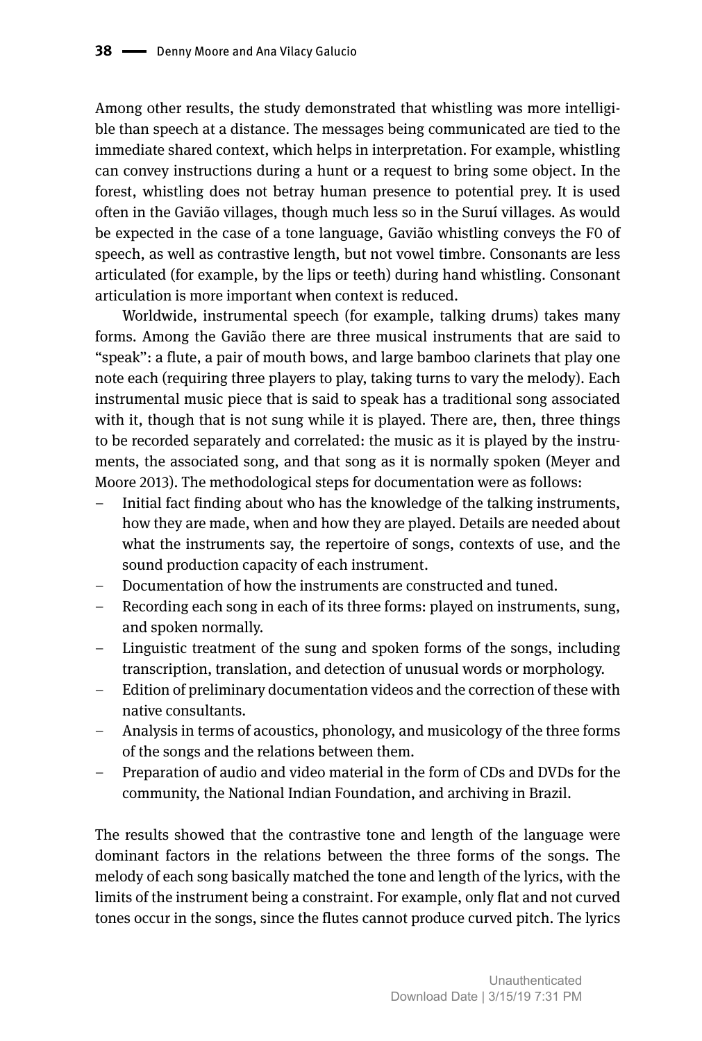Among other results, the study demonstrated that whistling was more intelligible than speech at a distance. The messages being communicated are tied to the immediate shared context, which helps in interpretation. For example, whistling can convey instructions during a hunt or a request to bring some object. In the forest, whistling does not betray human presence to potential prey. It is used often in the Gavião villages, though much less so in the Suruí villages. As would be expected in the case of a tone language, Gavião whistling conveys the F0 of speech, as well as contrastive length, but not vowel timbre. Consonants are less articulated (for example, by the lips or teeth) during hand whistling. Consonant articulation is more important when context is reduced.

Worldwide, instrumental speech (for example, talking drums) takes many forms. Among the Gavião there are three musical instruments that are said to "speak": a flute, a pair of mouth bows, and large bamboo clarinets that play one note each (requiring three players to play, taking turns to vary the melody). Each instrumental music piece that is said to speak has a traditional song associated with it, though that is not sung while it is played. There are, then, three things to be recorded separately and correlated: the music as it is played by the instruments, the associated song, and that song as it is normally spoken (Meyer and Moore 2013). The methodological steps for documentation were as follows:

- Initial fact finding about who has the knowledge of the talking instruments, how they are made, when and how they are played. Details are needed about what the instruments say, the repertoire of songs, contexts of use, and the sound production capacity of each instrument.
- Documentation of how the instruments are constructed and tuned.
- Recording each song in each of its three forms: played on instruments, sung, and spoken normally.
- Linguistic treatment of the sung and spoken forms of the songs, including transcription, translation, and detection of unusual words or morphology.
- Edition of preliminary documentation videos and the correction of these with native consultants.
- Analysis in terms of acoustics, phonology, and musicology of the three forms of the songs and the relations between them.
- Preparation of audio and video material in the form of CDs and DVDs for the community, the National Indian Foundation, and archiving in Brazil.

The results showed that the contrastive tone and length of the language were dominant factors in the relations between the three forms of the songs. The melody of each song basically matched the tone and length of the lyrics, with the limits of the instrument being a constraint. For example, only flat and not curved tones occur in the songs, since the flutes cannot produce curved pitch. The lyrics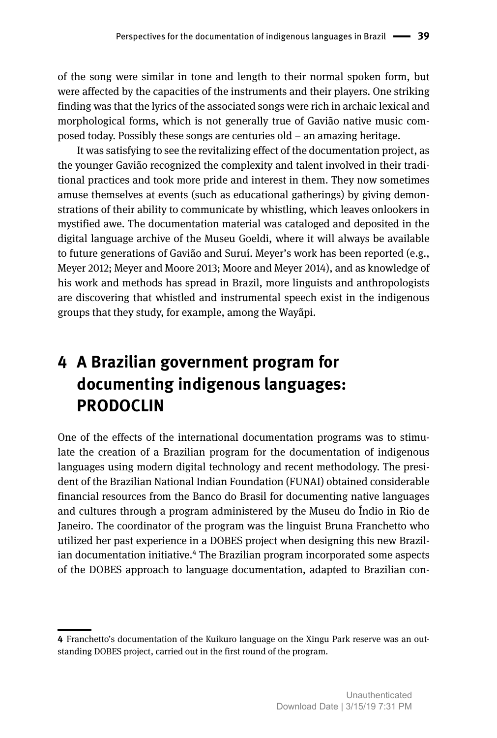of the song were similar in tone and length to their normal spoken form, but were affected by the capacities of the instruments and their players. One striking finding was that the lyrics of the associated songs were rich in archaic lexical and morphological forms, which is not generally true of Gavião native music composed today. Possibly these songs are centuries old – an amazing heritage.

It was satisfying to see the revitalizing effect of the documentation project, as the younger Gavião recognized the complexity and talent involved in their traditional practices and took more pride and interest in them. They now sometimes amuse themselves at events (such as educational gatherings) by giving demonstrations of their ability to communicate by whistling, which leaves onlookers in mystified awe. The documentation material was cataloged and deposited in the digital language archive of the Museu Goeldi, where it will always be available to future generations of Gavião and Suruí. Meyer's work has been reported (e.g., Meyer 2012; Meyer and Moore 2013; Moore and Meyer 2014), and as knowledge of his work and methods has spread in Brazil, more linguists and anthropologists are discovering that whistled and instrumental speech exist in the indigenous groups that they study, for example, among the Wayãpi.

## 4 A Brazilian government program for documenting indigenous languages: PRODOCLIN

One of the effects of the international documentation programs was to stimulate the creation of a Brazilian program for the documentation of indigenous languages using modern digital technology and recent methodology. The president of the Brazilian National Indian Foundation (FUNAI) obtained considerable financial resources from the Banco do Brasil for documenting native languages and cultures through a program administered by the Museu do Índio in Rio de Janeiro. The coordinator of the program was the linguist Bruna Franchetto who utilized her past experience in a DOBES project when designing this new Brazilian documentation initiative.[4] The Brazilian program incorporated some aspects of the DOBES approach to language documentation, adapted to Brazilian con-

[4] Franchetto's documentation of the Kuikuro language on the Xingu Park reserve was an outstanding DOBES project, carried out in the first round of the program.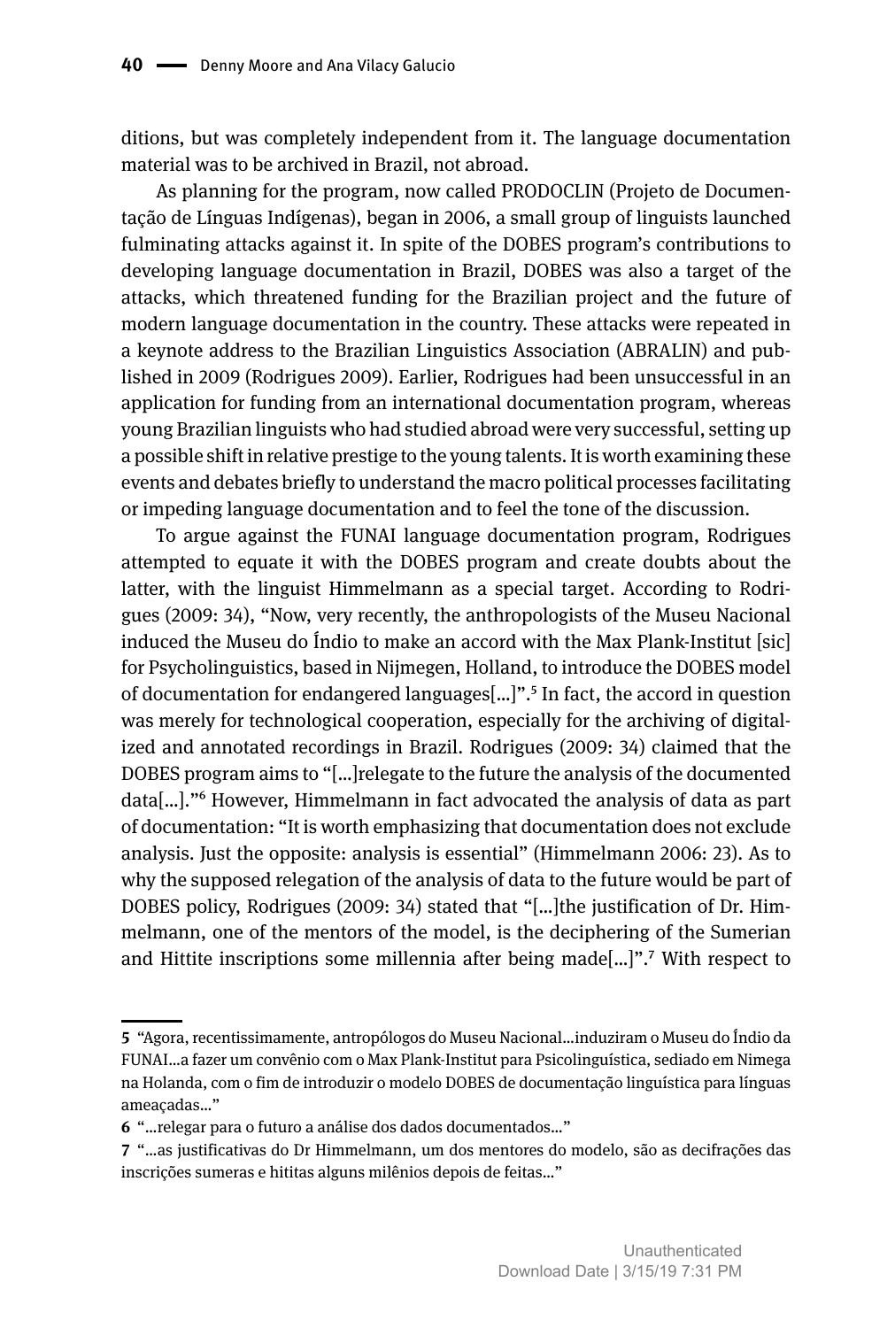ditions, but was completely independent from it. The language documentation material was to be archived in Brazil, not abroad.

As planning for the program, now called PRODOCLIN (Projeto de Documentação de Línguas Indígenas), began in 2006, a small group of linguists launched fulminating attacks against it. In spite of the DOBES program's contributions to developing language documentation in Brazil, DOBES was also a target of the attacks, which threatened funding for the Brazilian project and the future of modern language documentation in the country. These attacks were repeated in a keynote address to the Brazilian Linguistics Association (ABRALIN) and published in 2009 (Rodrigues 2009). Earlier, Rodrigues had been unsuccessful in an application for funding from an international documentation program, whereas young Brazilian linguists who had studied abroad were very successful, setting up a possible shift in relative prestige to the young talents. It is worth examining these events and debates briefly to understand the macro political processes facilitating or impeding language documentation and to feel the tone of the discussion.

To argue against the FUNAI language documentation program, Rodrigues attempted to equate it with the DOBES program and create doubts about the latter, with the linguist Himmelmann as a special target. According to Rodrigues (2009: 34), "Now, very recently, the anthropologists of the Museu Nacional induced the Museu do Índio to make an accord with the Max Plank-Institut [sic] for Psycholinguistics, based in Nijmegen, Holland, to introduce the DOBES model of documentation for endangered languages[...]".[5] In fact, the accord in question was merely for technological cooperation, especially for the archiving of digitalized and annotated recordings in Brazil. Rodrigues (2009: 34) claimed that the DOBES program aims to "[...]relegate to the future the analysis of the documented data[...]."[6] However, Himmelmann in fact advocated the analysis of data as part of documentation: "It is worth emphasizing that documentation does not exclude analysis. Just the opposite: analysis is essential" (Himmelmann 2006: 23). As to why the supposed relegation of the analysis of data to the future would be part of DOBES policy, Rodrigues (2009: 34) stated that "[...]the justification of Dr. Himmelmann, one of the mentors of the model, is the deciphering of the Sumerian and Hittite inscriptions some millennia after being made[...]".[7] With respect to

---

**5** "Agora, recentissimamente, antropólogos do Museu Nacional...induziram o Museu do Índio da FUNAI...a fazer um convênio com o Max Plank-Institut para Psicolinguística, sediado em Nimega na Holanda, com o fim de introduzir o modelo DOBES de documentação linguística para línguas ameaçadas..."

**6** "...relegar para o futuro a análise dos dados documentados..."

**7** "...as justificativas do Dr Himmelmann, um dos mentores do modelo, são as decifrações das inscrições sumeras e hititas alguns milênios depois de feitas..."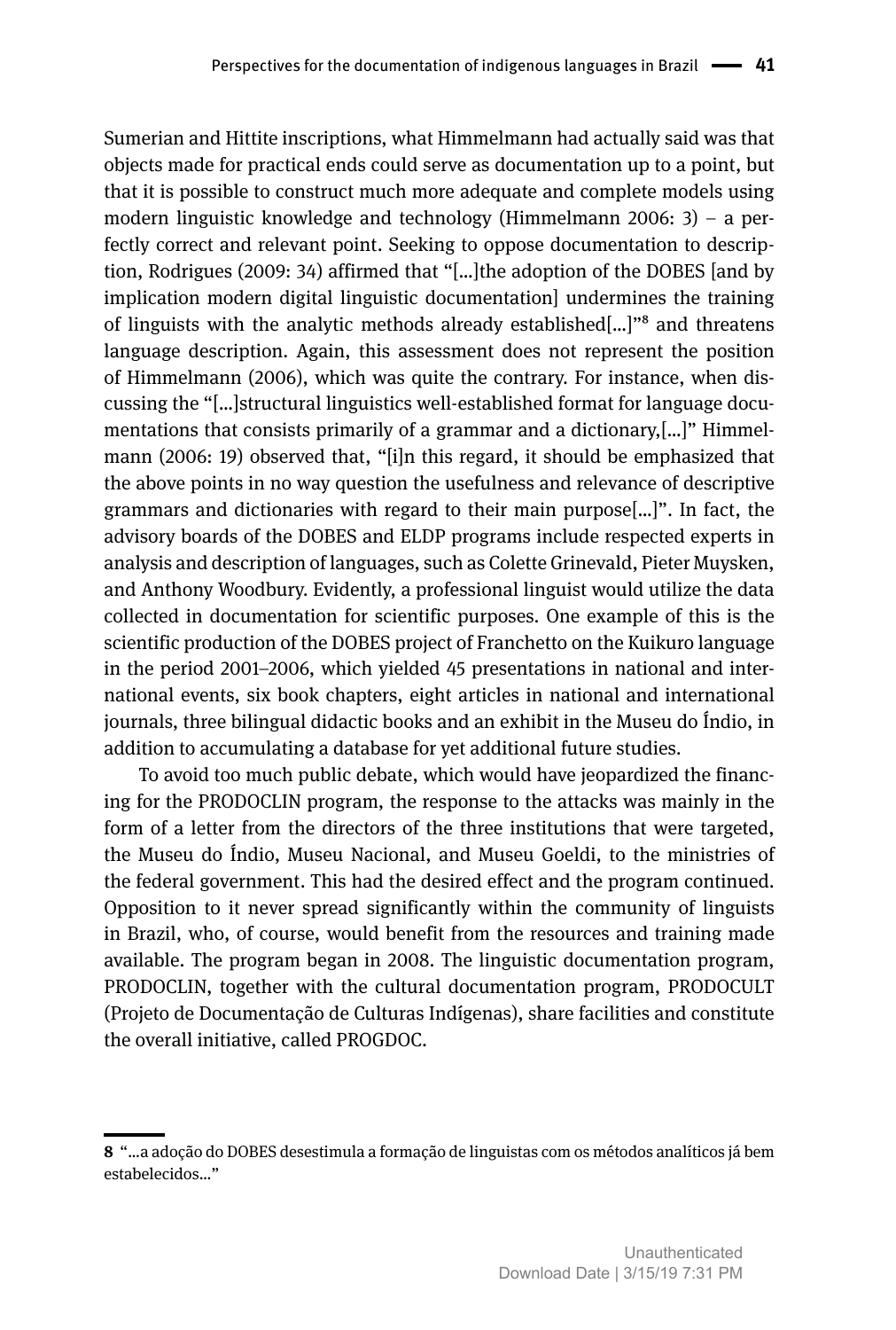Sumerian and Hittite inscriptions, what Himmelmann had actually said was that objects made for practical ends could serve as documentation up to a point, but that it is possible to construct much more adequate and complete models using modern linguistic knowledge and technology (Himmelmann 2006: 3) – a perfectly correct and relevant point. Seeking to oppose documentation to description, Rodrigues (2009: 34) affirmed that "[...]the adoption of the DOBES [and by implication modern digital linguistic documentation] undermines the training of linguists with the analytic methods already established[...]"[8] and threatens language description. Again, this assessment does not represent the position of Himmelmann (2006), which was quite the contrary. For instance, when discussing the "[...]structural linguistics well-established format for language documentations that consists primarily of a grammar and a dictionary,[...]" Himmelmann (2006: 19) observed that, "[i]n this regard, it should be emphasized that the above points in no way question the usefulness and relevance of descriptive grammars and dictionaries with regard to their main purpose[...]". In fact, the advisory boards of the DOBES and ELDP programs include respected experts in analysis and description of languages, such as Colette Grinevald, Pieter Muysken, and Anthony Woodbury. Evidently, a professional linguist would utilize the data collected in documentation for scientific purposes. One example of this is the scientific production of the DOBES project of Franchetto on the Kuikuro language in the period 2001–2006, which yielded 45 presentations in national and international events, six book chapters, eight articles in national and international journals, three bilingual didactic books and an exhibit in the Museu do Índio, in addition to accumulating a database for yet additional future studies.

To avoid too much public debate, which would have jeopardized the financing for the PRODOCLIN program, the response to the attacks was mainly in the form of a letter from the directors of the three institutions that were targeted, the Museu do Índio, Museu Nacional, and Museu Goeldi, to the ministries of the federal government. This had the desired effect and the program continued. Opposition to it never spread significantly within the community of linguists in Brazil, who, of course, would benefit from the resources and training made available. The program began in 2008. The linguistic documentation program, PRODOCLIN, together with the cultural documentation program, PRODOCULT (Projeto de Documentação de Culturas Indígenas), share facilities and constitute the overall initiative, called PROGDOC.

---

**8** "...a adoção do DOBES desestimula a formação de linguistas com os métodos analíticos já bem estabelecidos..."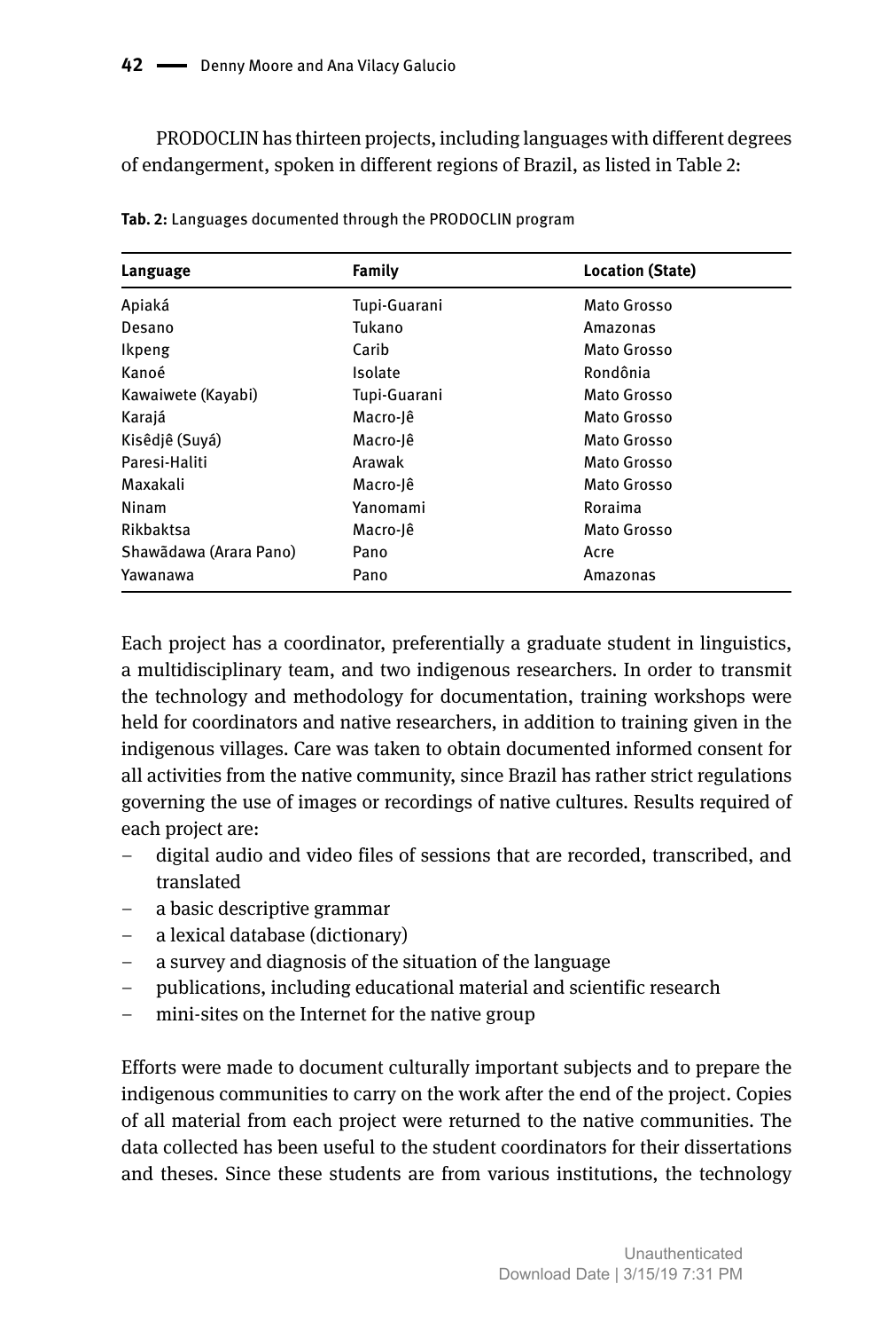PRODOCLIN has thirteen projects, including languages with different degrees of endangerment, spoken in different regions of Brazil, as listed in Table 2:

**Tab. 2:** Languages documented through the PRODOCLIN program

| Language | Family | Location (State) |
|---|---|---|
| Apiaká | Tupi-Guarani | Mato Grosso |
| Desano | Tukano | Amazonas |
| Ikpeng | Carib | Mato Grosso |
| Kanoé | Isolate | Rondônia |
| Kawaiwete (Kayabi) | Tupi-Guarani | Mato Grosso |
| Karajá | Macro-Jê | Mato Grosso |
| Kisêdjê (Suyá) | Macro-Jê | Mato Grosso |
| Paresi-Haliti | Arawak | Mato Grosso |
| Maxakali | Macro-Jê | Mato Grosso |
| Ninam | Yanomami | Roraima |
| Rikbaktsa | Macro-Jê | Mato Grosso |
| Shawãdawa (Arara Pano) | Pano | Acre |
| Yawanawa | Pano | Amazonas |

Each project has a coordinator, preferentially a graduate student in linguistics, a multidisciplinary team, and two indigenous researchers. In order to transmit the technology and methodology for documentation, training workshops were held for coordinators and native researchers, in addition to training given in the indigenous villages. Care was taken to obtain documented informed consent for all activities from the native community, since Brazil has rather strict regulations governing the use of images or recordings of native cultures. Results required of each project are:

- digital audio and video files of sessions that are recorded, transcribed, and translated
- a basic descriptive grammar
- a lexical database (dictionary)
- a survey and diagnosis of the situation of the language
- publications, including educational material and scientific research
- mini-sites on the Internet for the native group

Efforts were made to document culturally important subjects and to prepare the indigenous communities to carry on the work after the end of the project. Copies of all material from each project were returned to the native communities. The data collected has been useful to the student coordinators for their dissertations and theses. Since these students are from various institutions, the technology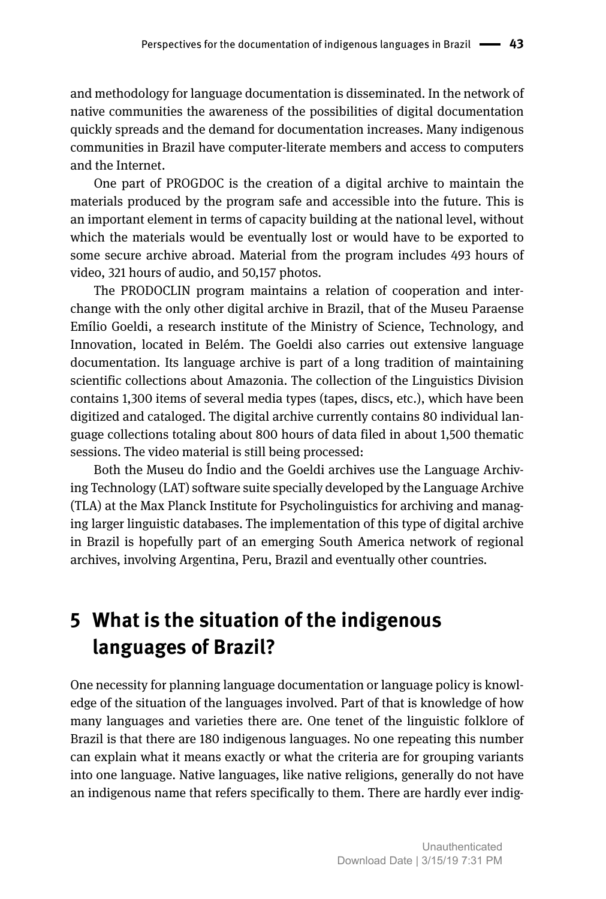and methodology for language documentation is disseminated. In the network of native communities the awareness of the possibilities of digital documentation quickly spreads and the demand for documentation increases. Many indigenous communities in Brazil have computer-literate members and access to computers and the Internet.

One part of PROGDOC is the creation of a digital archive to maintain the materials produced by the program safe and accessible into the future. This is an important element in terms of capacity building at the national level, without which the materials would be eventually lost or would have to be exported to some secure archive abroad. Material from the program includes 493 hours of video, 321 hours of audio, and 50,157 photos.

The PRODOCLIN program maintains a relation of cooperation and interchange with the only other digital archive in Brazil, that of the Museu Paraense Emílio Goeldi, a research institute of the Ministry of Science, Technology, and Innovation, located in Belém. The Goeldi also carries out extensive language documentation. Its language archive is part of a long tradition of maintaining scientific collections about Amazonia. The collection of the Linguistics Division contains 1,300 items of several media types (tapes, discs, etc.), which have been digitized and cataloged. The digital archive currently contains 80 individual language collections totaling about 800 hours of data filed in about 1,500 thematic sessions. The video material is still being processed:

Both the Museu do Índio and the Goeldi archives use the Language Archiving Technology (LAT) software suite specially developed by the Language Archive (TLA) at the Max Planck Institute for Psycholinguistics for archiving and managing larger linguistic databases. The implementation of this type of digital archive in Brazil is hopefully part of an emerging South America network of regional archives, involving Argentina, Peru, Brazil and eventually other countries.

## 5 What is the situation of the indigenous languages of Brazil?

One necessity for planning language documentation or language policy is knowledge of the situation of the languages involved. Part of that is knowledge of how many languages and varieties there are. One tenet of the linguistic folklore of Brazil is that there are 180 indigenous languages. No one repeating this number can explain what it means exactly or what the criteria are for grouping variants into one language. Native languages, like native religions, generally do not have an indigenous name that refers specifically to them. There are hardly ever indig-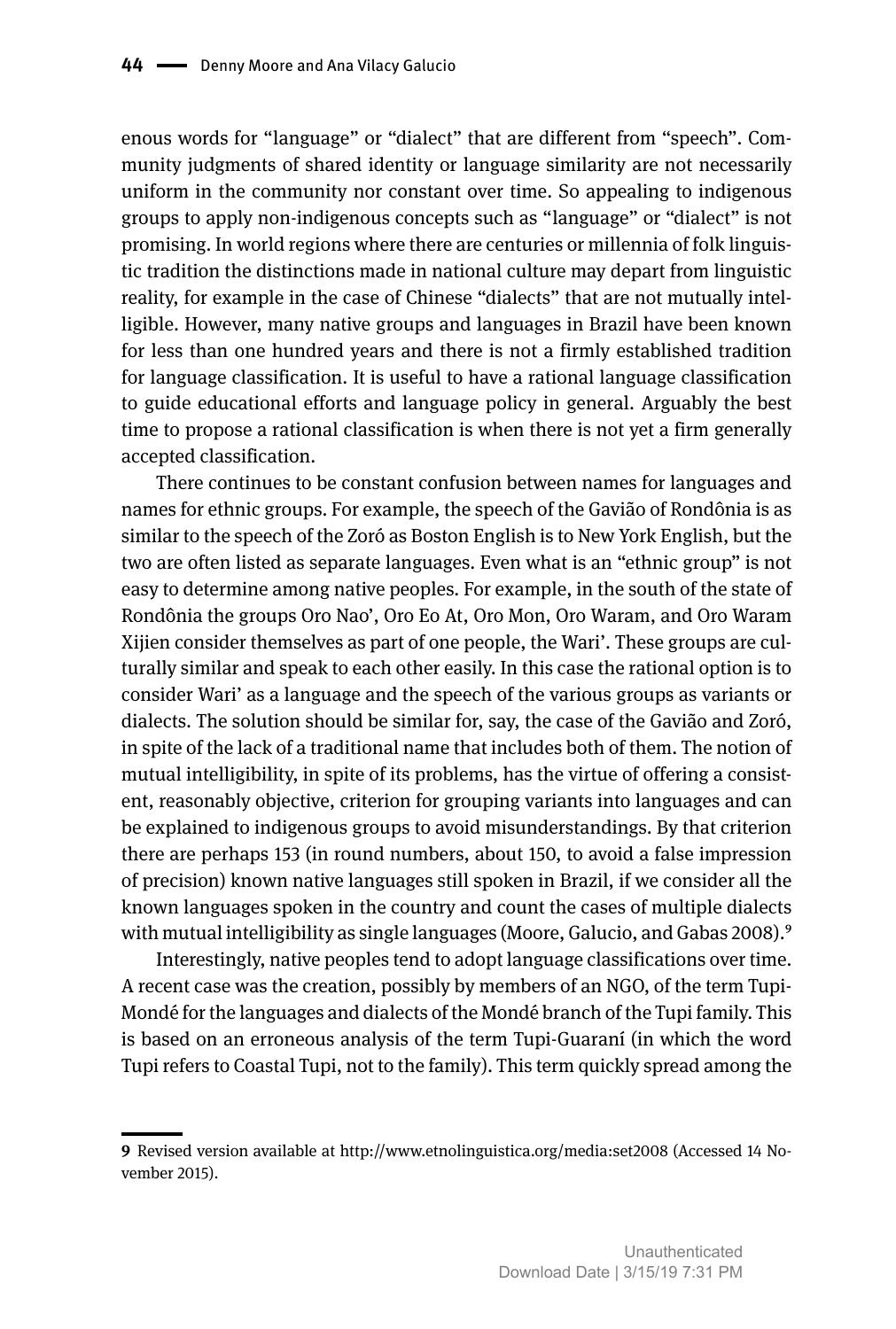enous words for "language" or "dialect" that are different from "speech". Community judgments of shared identity or language similarity are not necessarily uniform in the community nor constant over time. So appealing to indigenous groups to apply non-indigenous concepts such as "language" or "dialect" is not promising. In world regions where there are centuries or millennia of folk linguistic tradition the distinctions made in national culture may depart from linguistic reality, for example in the case of Chinese "dialects" that are not mutually intelligible. However, many native groups and languages in Brazil have been known for less than one hundred years and there is not a firmly established tradition for language classification. It is useful to have a rational language classification to guide educational efforts and language policy in general. Arguably the best time to propose a rational classification is when there is not yet a firm generally accepted classification.

There continues to be constant confusion between names for languages and names for ethnic groups. For example, the speech of the Gavião of Rondônia is as similar to the speech of the Zoró as Boston English is to New York English, but the two are often listed as separate languages. Even what is an "ethnic group" is not easy to determine among native peoples. For example, in the south of the state of Rondônia the groups Oro Nao', Oro Eo At, Oro Mon, Oro Waram, and Oro Waram Xijien consider themselves as part of one people, the Wari'. These groups are culturally similar and speak to each other easily. In this case the rational option is to consider Wari' as a language and the speech of the various groups as variants or dialects. The solution should be similar for, say, the case of the Gavião and Zoró, in spite of the lack of a traditional name that includes both of them. The notion of mutual intelligibility, in spite of its problems, has the virtue of offering a consistent, reasonably objective, criterion for grouping variants into languages and can be explained to indigenous groups to avoid misunderstandings. By that criterion there are perhaps 153 (in round numbers, about 150, to avoid a false impression of precision) known native languages still spoken in Brazil, if we consider all the known languages spoken in the country and count the cases of multiple dialects with mutual intelligibility as single languages (Moore, Galucio, and Gabas 2008).[9]

Interestingly, native peoples tend to adopt language classifications over time. A recent case was the creation, possibly by members of an NGO, of the term Tupi-Mondé for the languages and dialects of the Mondé branch of the Tupi family. This is based on an erroneous analysis of the term Tupi-Guaraní (in which the word Tupi refers to Coastal Tupi, not to the family). This term quickly spread among the

[9] Revised version available at http://www.etnolinguistica.org/media:set2008 (Accessed 14 November 2015).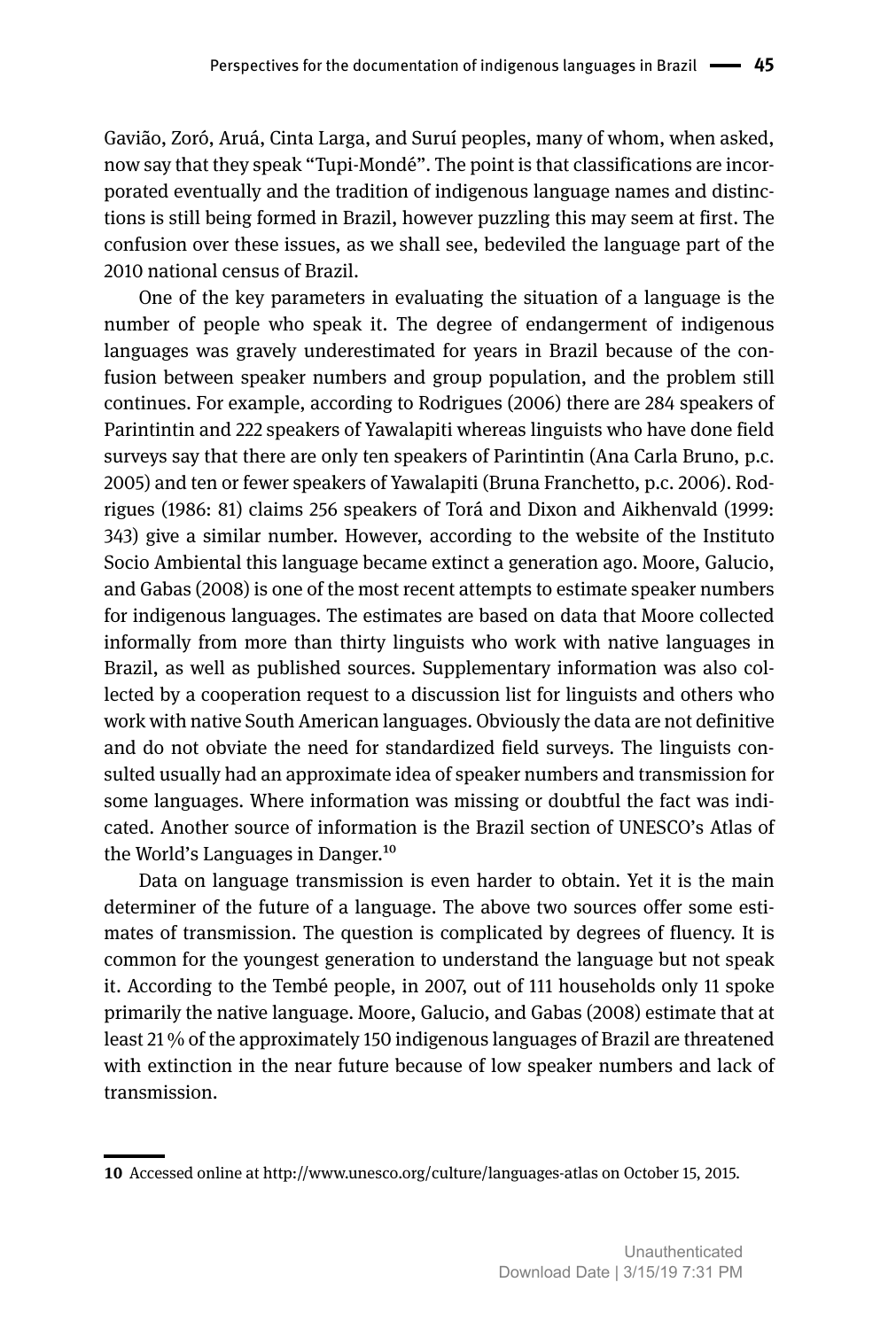Gavião, Zoró, Aruá, Cinta Larga, and Suruí peoples, many of whom, when asked, now say that they speak "Tupi-Mondé". The point is that classifications are incorporated eventually and the tradition of indigenous language names and distinctions is still being formed in Brazil, however puzzling this may seem at first. The confusion over these issues, as we shall see, bedeviled the language part of the 2010 national census of Brazil.

One of the key parameters in evaluating the situation of a language is the number of people who speak it. The degree of endangerment of indigenous languages was gravely underestimated for years in Brazil because of the confusion between speaker numbers and group population, and the problem still continues. For example, according to Rodrigues (2006) there are 284 speakers of Parintintin and 222 speakers of Yawalapiti whereas linguists who have done field surveys say that there are only ten speakers of Parintintin (Ana Carla Bruno, p.c. 2005) and ten or fewer speakers of Yawalapiti (Bruna Franchetto, p.c. 2006). Rodrigues (1986: 81) claims 256 speakers of Torá and Dixon and Aikhenvald (1999: 343) give a similar number. However, according to the website of the Instituto Socio Ambiental this language became extinct a generation ago. Moore, Galucio, and Gabas (2008) is one of the most recent attempts to estimate speaker numbers for indigenous languages. The estimates are based on data that Moore collected informally from more than thirty linguists who work with native languages in Brazil, as well as published sources. Supplementary information was also collected by a cooperation request to a discussion list for linguists and others who work with native South American languages. Obviously the data are not definitive and do not obviate the need for standardized field surveys. The linguists consulted usually had an approximate idea of speaker numbers and transmission for some languages. Where information was missing or doubtful the fact was indicated. Another source of information is the Brazil section of UNESCO's Atlas of the World's Languages in Danger.[10]

Data on language transmission is even harder to obtain. Yet it is the main determiner of the future of a language. The above two sources offer some estimates of transmission. The question is complicated by degrees of fluency. It is common for the youngest generation to understand the language but not speak it. According to the Tembé people, in 2007, out of 111 households only 11 spoke primarily the native language. Moore, Galucio, and Gabas (2008) estimate that at least 21 % of the approximately 150 indigenous languages of Brazil are threatened with extinction in the near future because of low speaker numbers and lack of transmission.

---

**10** Accessed online at http://www.unesco.org/culture/languages-atlas on October 15, 2015.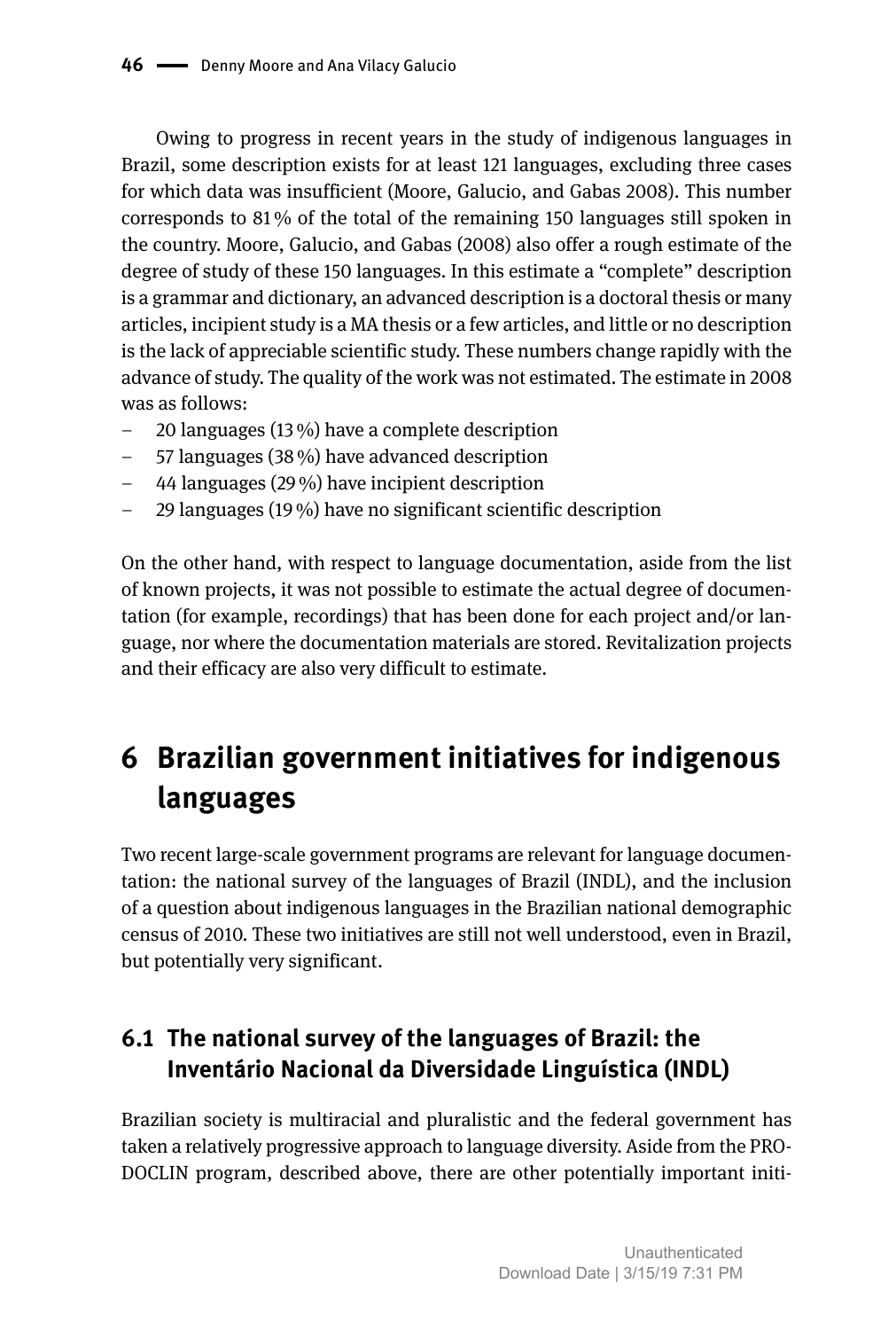Owing to progress in recent years in the study of indigenous languages in Brazil, some description exists for at least 121 languages, excluding three cases for which data was insufficient (Moore, Galucio, and Gabas 2008). This number corresponds to 81 % of the total of the remaining 150 languages still spoken in the country. Moore, Galucio, and Gabas (2008) also offer a rough estimate of the degree of study of these 150 languages. In this estimate a "complete" description is a grammar and dictionary, an advanced description is a doctoral thesis or many articles, incipient study is a MA thesis or a few articles, and little or no description is the lack of appreciable scientific study. These numbers change rapidly with the advance of study. The quality of the work was not estimated. The estimate in 2008 was as follows:

- 20 languages (13 %) have a complete description
- 57 languages (38 %) have advanced description
- 44 languages (29 %) have incipient description
- 29 languages (19 %) have no significant scientific description

On the other hand, with respect to language documentation, aside from the list of known projects, it was not possible to estimate the actual degree of documentation (for example, recordings) that has been done for each project and/or language, nor where the documentation materials are stored. Revitalization projects and their efficacy are also very difficult to estimate.

# 6 Brazilian government initiatives for indigenous languages

Two recent large-scale government programs are relevant for language documentation: the national survey of the languages of Brazil (INDL), and the inclusion of a question about indigenous languages in the Brazilian national demographic census of 2010. These two initiatives are still not well understood, even in Brazil, but potentially very significant.

## 6.1 The national survey of the languages of Brazil: the Inventário Nacional da Diversidade Linguística (INDL)

Brazilian society is multiracial and pluralistic and the federal government has taken a relatively progressive approach to language diversity. Aside from the PRODOCLIN program, described above, there are other potentially important initi-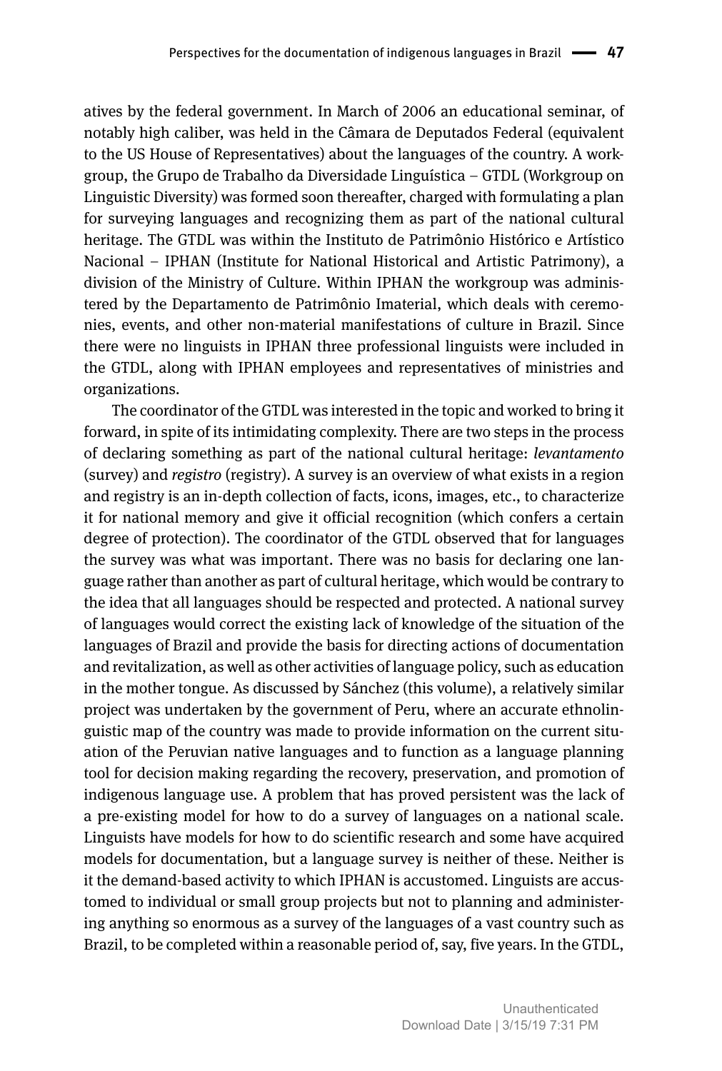atives by the federal government. In March of 2006 an educational seminar, of notably high caliber, was held in the Câmara de Deputados Federal (equivalent to the US House of Representatives) about the languages of the country. A workgroup, the Grupo de Trabalho da Diversidade Linguística – GTDL (Workgroup on Linguistic Diversity) was formed soon thereafter, charged with formulating a plan for surveying languages and recognizing them as part of the national cultural heritage. The GTDL was within the Instituto de Patrimônio Histórico e Artístico Nacional – IPHAN (Institute for National Historical and Artistic Patrimony), a division of the Ministry of Culture. Within IPHAN the workgroup was administered by the Departamento de Patrimônio Imaterial, which deals with ceremonies, events, and other non-material manifestations of culture in Brazil. Since there were no linguists in IPHAN three professional linguists were included in the GTDL, along with IPHAN employees and representatives of ministries and organizations.

The coordinator of the GTDL was interested in the topic and worked to bring it forward, in spite of its intimidating complexity. There are two steps in the process of declaring something as part of the national cultural heritage: *levantamento* (survey) and *registro* (registry). A survey is an overview of what exists in a region and registry is an in-depth collection of facts, icons, images, etc., to characterize it for national memory and give it official recognition (which confers a certain degree of protection). The coordinator of the GTDL observed that for languages the survey was what was important. There was no basis for declaring one language rather than another as part of cultural heritage, which would be contrary to the idea that all languages should be respected and protected. A national survey of languages would correct the existing lack of knowledge of the situation of the languages of Brazil and provide the basis for directing actions of documentation and revitalization, as well as other activities of language policy, such as education in the mother tongue. As discussed by Sánchez (this volume), a relatively similar project was undertaken by the government of Peru, where an accurate ethnolinguistic map of the country was made to provide information on the current situation of the Peruvian native languages and to function as a language planning tool for decision making regarding the recovery, preservation, and promotion of indigenous language use. A problem that has proved persistent was the lack of a pre-existing model for how to do a survey of languages on a national scale. Linguists have models for how to do scientific research and some have acquired models for documentation, but a language survey is neither of these. Neither is it the demand-based activity to which IPHAN is accustomed. Linguists are accustomed to individual or small group projects but not to planning and administering anything so enormous as a survey of the languages of a vast country such as Brazil, to be completed within a reasonable period of, say, five years. In the GTDL,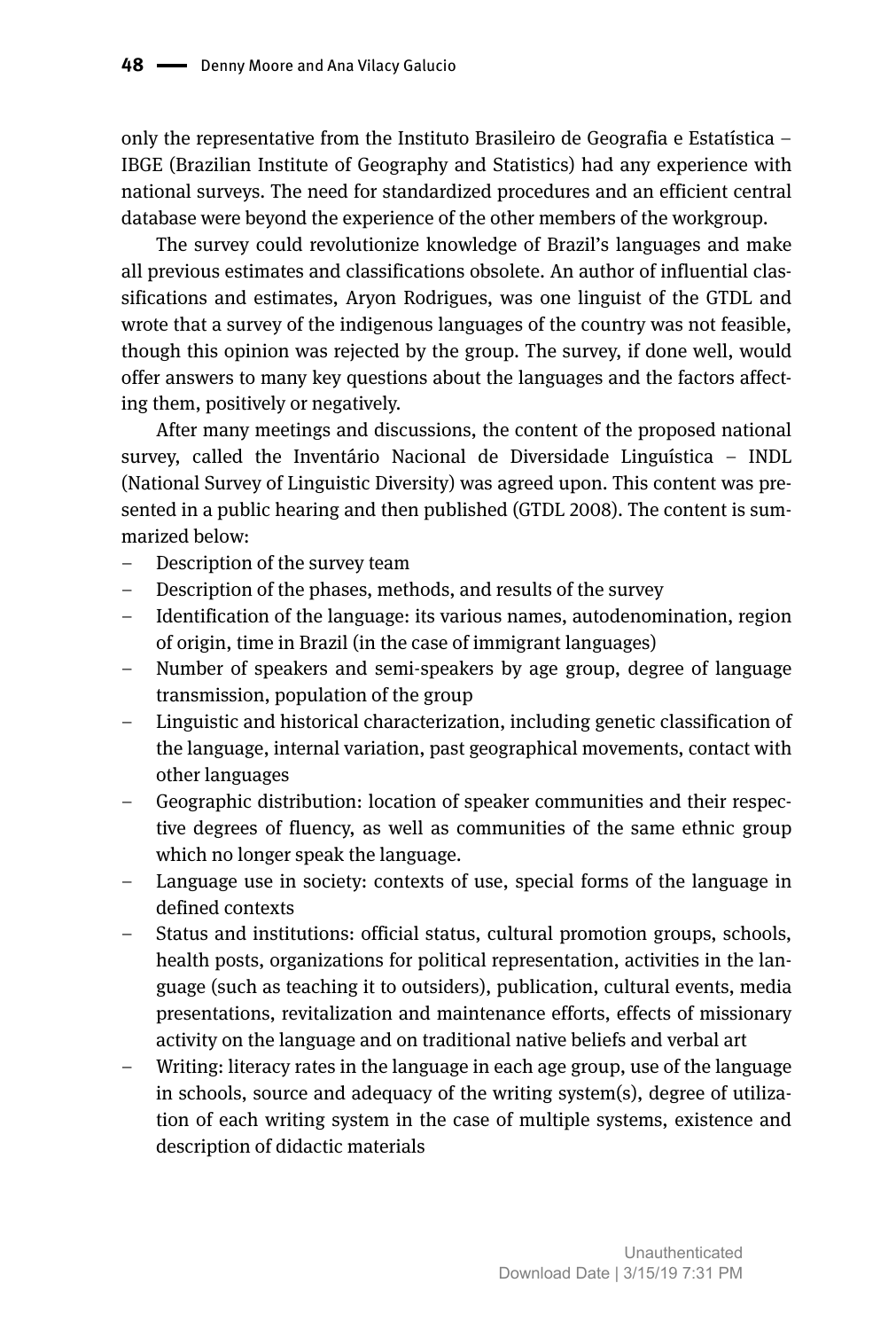only the representative from the Instituto Brasileiro de Geografia e Estatística – IBGE (Brazilian Institute of Geography and Statistics) had any experience with national surveys. The need for standardized procedures and an efficient central database were beyond the experience of the other members of the workgroup.

The survey could revolutionize knowledge of Brazil's languages and make all previous estimates and classifications obsolete. An author of influential classifications and estimates, Aryon Rodrigues, was one linguist of the GTDL and wrote that a survey of the indigenous languages of the country was not feasible, though this opinion was rejected by the group. The survey, if done well, would offer answers to many key questions about the languages and the factors affecting them, positively or negatively.

After many meetings and discussions, the content of the proposed national survey, called the Inventário Nacional de Diversidade Linguística – INDL (National Survey of Linguistic Diversity) was agreed upon. This content was presented in a public hearing and then published (GTDL 2008). The content is summarized below:

- Description of the survey team
- Description of the phases, methods, and results of the survey
- Identification of the language: its various names, autodenomination, region of origin, time in Brazil (in the case of immigrant languages)
- Number of speakers and semi-speakers by age group, degree of language transmission, population of the group
- Linguistic and historical characterization, including genetic classification of the language, internal variation, past geographical movements, contact with other languages
- Geographic distribution: location of speaker communities and their respective degrees of fluency, as well as communities of the same ethnic group which no longer speak the language.
- Language use in society: contexts of use, special forms of the language in defined contexts
- Status and institutions: official status, cultural promotion groups, schools, health posts, organizations for political representation, activities in the language (such as teaching it to outsiders), publication, cultural events, media presentations, revitalization and maintenance efforts, effects of missionary activity on the language and on traditional native beliefs and verbal art
- Writing: literacy rates in the language in each age group, use of the language in schools, source and adequacy of the writing system(s), degree of utilization of each writing system in the case of multiple systems, existence and description of didactic materials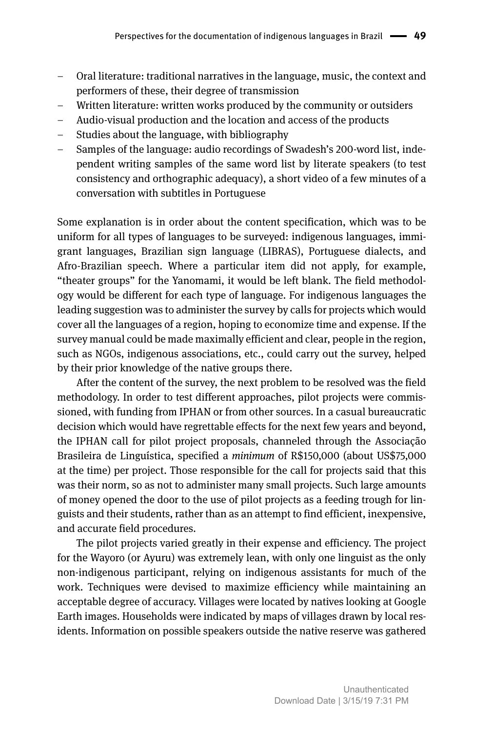- Oral literature: traditional narratives in the language, music, the context and performers of these, their degree of transmission
- Written literature: written works produced by the community or outsiders
- Audio-visual production and the location and access of the products
- Studies about the language, with bibliography
- Samples of the language: audio recordings of Swadesh's 200-word list, independent writing samples of the same word list by literate speakers (to test consistency and orthographic adequacy), a short video of a few minutes of a conversation with subtitles in Portuguese

Some explanation is in order about the content specification, which was to be uniform for all types of languages to be surveyed: indigenous languages, immigrant languages, Brazilian sign language (LIBRAS), Portuguese dialects, and Afro-Brazilian speech. Where a particular item did not apply, for example, "theater groups" for the Yanomami, it would be left blank. The field methodology would be different for each type of language. For indigenous languages the leading suggestion was to administer the survey by calls for projects which would cover all the languages of a region, hoping to economize time and expense. If the survey manual could be made maximally efficient and clear, people in the region, such as NGOs, indigenous associations, etc., could carry out the survey, helped by their prior knowledge of the native groups there.

After the content of the survey, the next problem to be resolved was the field methodology. In order to test different approaches, pilot projects were commissioned, with funding from IPHAN or from other sources. In a casual bureaucratic decision which would have regrettable effects for the next few years and beyond, the IPHAN call for pilot project proposals, channeled through the Associação Brasileira de Linguística, specified a *minimum* of R$150,000 (about US$75,000 at the time) per project. Those responsible for the call for projects said that this was their norm, so as not to administer many small projects. Such large amounts of money opened the door to the use of pilot projects as a feeding trough for linguists and their students, rather than as an attempt to find efficient, inexpensive, and accurate field procedures.

The pilot projects varied greatly in their expense and efficiency. The project for the Wayoro (or Ayuru) was extremely lean, with only one linguist as the only non-indigenous participant, relying on indigenous assistants for much of the work. Techniques were devised to maximize efficiency while maintaining an acceptable degree of accuracy. Villages were located by natives looking at Google Earth images. Households were indicated by maps of villages drawn by local residents. Information on possible speakers outside the native reserve was gathered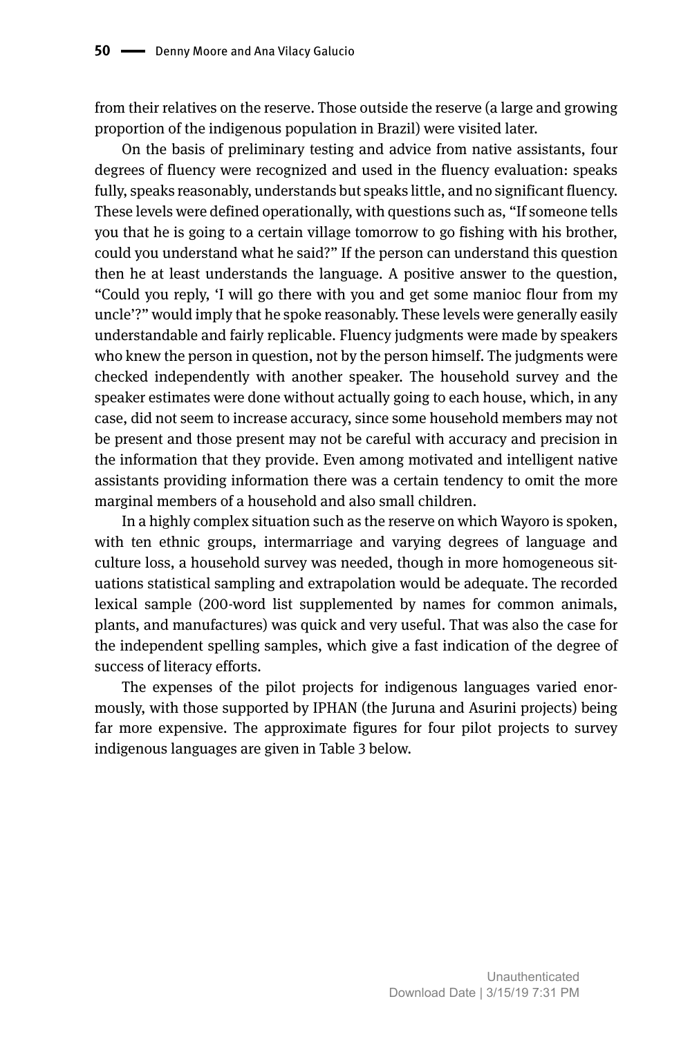from their relatives on the reserve. Those outside the reserve (a large and growing proportion of the indigenous population in Brazil) were visited later.

On the basis of preliminary testing and advice from native assistants, four degrees of fluency were recognized and used in the fluency evaluation: speaks fully, speaks reasonably, understands but speaks little, and no significant fluency. These levels were defined operationally, with questions such as, "If someone tells you that he is going to a certain village tomorrow to go fishing with his brother, could you understand what he said?" If the person can understand this question then he at least understands the language. A positive answer to the question, "Could you reply, 'I will go there with you and get some manioc flour from my uncle'?" would imply that he spoke reasonably. These levels were generally easily understandable and fairly replicable. Fluency judgments were made by speakers who knew the person in question, not by the person himself. The judgments were checked independently with another speaker. The household survey and the speaker estimates were done without actually going to each house, which, in any case, did not seem to increase accuracy, since some household members may not be present and those present may not be careful with accuracy and precision in the information that they provide. Even among motivated and intelligent native assistants providing information there was a certain tendency to omit the more marginal members of a household and also small children.

In a highly complex situation such as the reserve on which Wayoro is spoken, with ten ethnic groups, intermarriage and varying degrees of language and culture loss, a household survey was needed, though in more homogeneous situations statistical sampling and extrapolation would be adequate. The recorded lexical sample (200-word list supplemented by names for common animals, plants, and manufactures) was quick and very useful. That was also the case for the independent spelling samples, which give a fast indication of the degree of success of literacy efforts.

The expenses of the pilot projects for indigenous languages varied enormously, with those supported by IPHAN (the Juruna and Asurini projects) being far more expensive. The approximate figures for four pilot projects to survey indigenous languages are given in Table 3 below.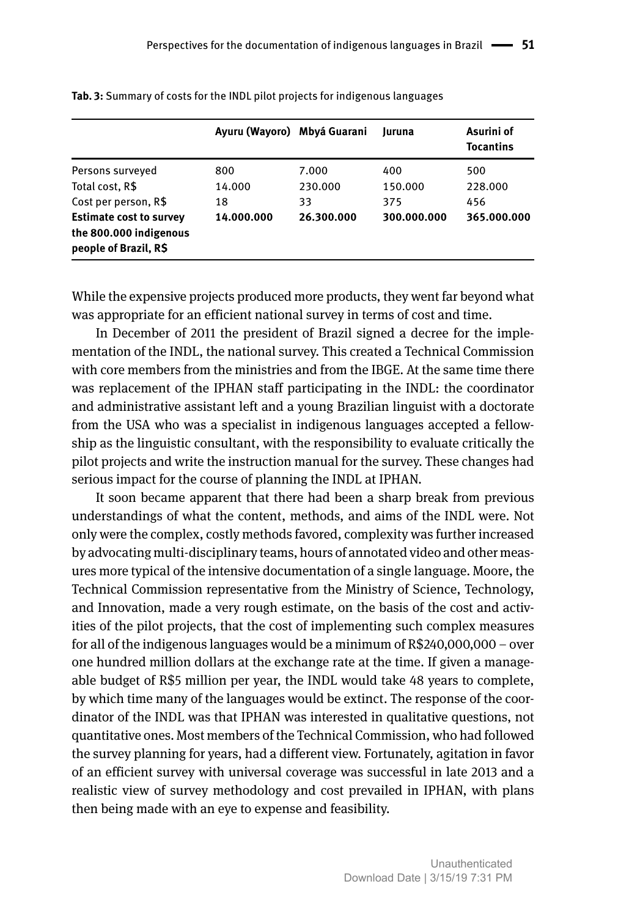**Tab. 3:** Summary of costs for the INDL pilot projects for indigenous languages

| | Ayuru (Wayoro) | Mbyá Guarani | Juruna | Asurini of Tocantins |
|---|---|---|---|---|
| Persons surveyed | 800 | 7.000 | 400 | 500 |
| Total cost, R$ | 14.000 | 230.000 | 150.000 | 228.000 |
| Cost per person, R$ | 18 | 33 | 375 | 456 |
| **Estimate cost to survey the 800.000 indigenous people of Brazil, R$** | **14.000.000** | **26.300.000** | **300.000.000** | **365.000.000** |

While the expensive projects produced more products, they went far beyond what was appropriate for an efficient national survey in terms of cost and time.

In December of 2011 the president of Brazil signed a decree for the implementation of the INDL, the national survey. This created a Technical Commission with core members from the ministries and from the IBGE. At the same time there was replacement of the IPHAN staff participating in the INDL: the coordinator and administrative assistant left and a young Brazilian linguist with a doctorate from the USA who was a specialist in indigenous languages accepted a fellowship as the linguistic consultant, with the responsibility to evaluate critically the pilot projects and write the instruction manual for the survey. These changes had serious impact for the course of planning the INDL at IPHAN.

It soon became apparent that there had been a sharp break from previous understandings of what the content, methods, and aims of the INDL were. Not only were the complex, costly methods favored, complexity was further increased by advocating multi-disciplinary teams, hours of annotated video and other measures more typical of the intensive documentation of a single language. Moore, the Technical Commission representative from the Ministry of Science, Technology, and Innovation, made a very rough estimate, on the basis of the cost and activities of the pilot projects, that the cost of implementing such complex measures for all of the indigenous languages would be a minimum of R$240,000,000 – over one hundred million dollars at the exchange rate at the time. If given a manageable budget of R$5 million per year, the INDL would take 48 years to complete, by which time many of the languages would be extinct. The response of the coordinator of the INDL was that IPHAN was interested in qualitative questions, not quantitative ones. Most members of the Technical Commission, who had followed the survey planning for years, had a different view. Fortunately, agitation in favor of an efficient survey with universal coverage was successful in late 2013 and a realistic view of survey methodology and cost prevailed in IPHAN, with plans then being made with an eye to expense and feasibility.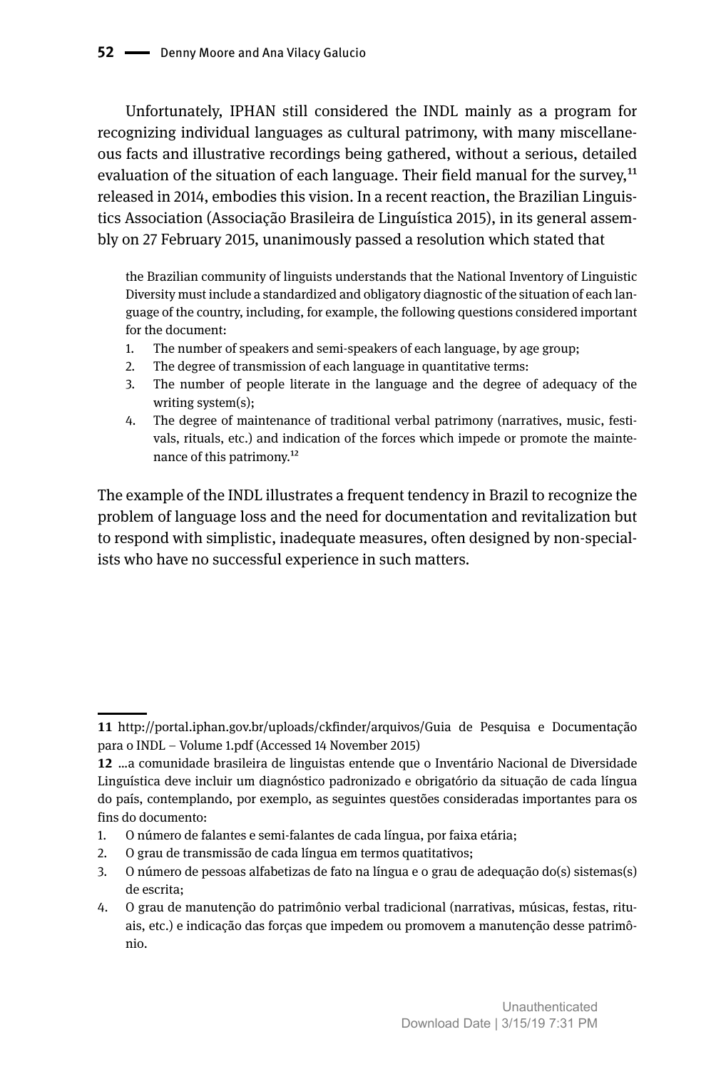Unfortunately, IPHAN still considered the INDL mainly as a program for recognizing individual languages as cultural patrimony, with many miscellaneous facts and illustrative recordings being gathered, without a serious, detailed evaluation of the situation of each language. Their field manual for the survey,[11] released in 2014, embodies this vision. In a recent reaction, the Brazilian Linguistics Association (Associação Brasileira de Linguística 2015), in its general assembly on 27 February 2015, unanimously passed a resolution which stated that

> the Brazilian community of linguists understands that the National Inventory of Linguistic Diversity must include a standardized and obligatory diagnostic of the situation of each language of the country, including, for example, the following questions considered important for the document:
>
> 1. The number of speakers and semi-speakers of each language, by age group;
> 2. The degree of transmission of each language in quantitative terms:
> 3. The number of people literate in the language and the degree of adequacy of the writing system(s);
> 4. The degree of maintenance of traditional verbal patrimony (narratives, music, festivals, rituals, etc.) and indication of the forces which impede or promote the maintenance of this patrimony.[12]

The example of the INDL illustrates a frequent tendency in Brazil to recognize the problem of language loss and the need for documentation and revitalization but to respond with simplistic, inadequate measures, often designed by non-specialists who have no successful experience in such matters.

---

**11** http://portal.iphan.gov.br/uploads/ckfinder/arquivos/Guia de Pesquisa e Documentação para o INDL – Volume 1.pdf (Accessed 14 November 2015)

**12** ...a comunidade brasileira de linguistas entende que o Inventário Nacional de Diversidade Linguística deve incluir um diagnóstico padronizado e obrigatório da situação de cada língua do país, contemplando, por exemplo, as seguintes questões consideradas importantes para os fins do documento:

1. O número de falantes e semi-falantes de cada língua, por faixa etária;
2. O grau de transmissão de cada língua em termos quatitativos;
3. O número de pessoas alfabetizas de fato na língua e o grau de adequação do(s) sistemas(s) de escrita;
4. O grau de manutenção do patrimônio verbal tradicional (narrativas, músicas, festas, rituais, etc.) e indicação das forças que impedem ou promovem a manutenção desse patrimônio.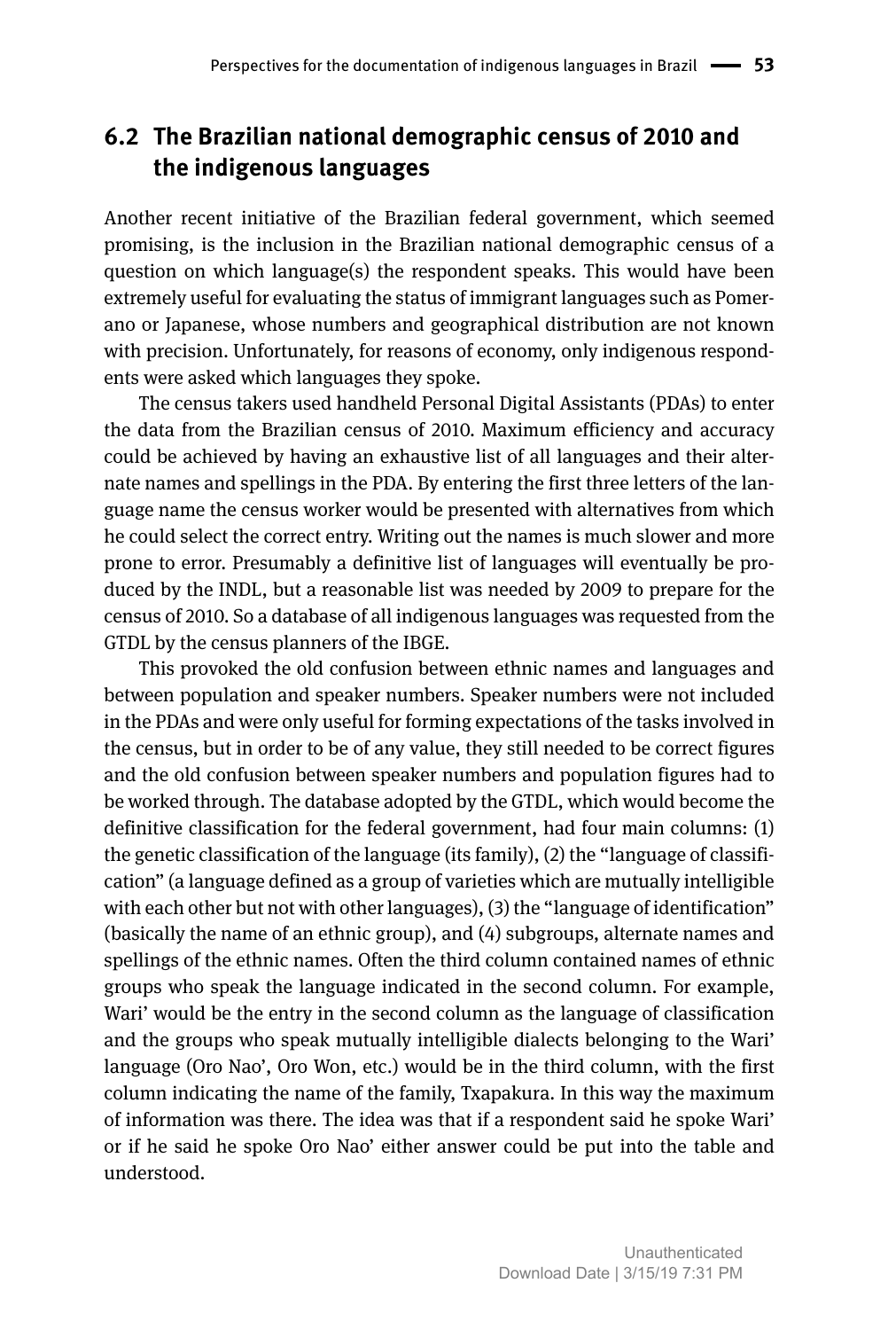## 6.2 The Brazilian national demographic census of 2010 and the indigenous languages

Another recent initiative of the Brazilian federal government, which seemed promising, is the inclusion in the Brazilian national demographic census of a question on which language(s) the respondent speaks. This would have been extremely useful for evaluating the status of immigrant languages such as Pomerano or Japanese, whose numbers and geographical distribution are not known with precision. Unfortunately, for reasons of economy, only indigenous respondents were asked which languages they spoke.

The census takers used handheld Personal Digital Assistants (PDAs) to enter the data from the Brazilian census of 2010. Maximum efficiency and accuracy could be achieved by having an exhaustive list of all languages and their alternate names and spellings in the PDA. By entering the first three letters of the language name the census worker would be presented with alternatives from which he could select the correct entry. Writing out the names is much slower and more prone to error. Presumably a definitive list of languages will eventually be produced by the INDL, but a reasonable list was needed by 2009 to prepare for the census of 2010. So a database of all indigenous languages was requested from the GTDL by the census planners of the IBGE.

This provoked the old confusion between ethnic names and languages and between population and speaker numbers. Speaker numbers were not included in the PDAs and were only useful for forming expectations of the tasks involved in the census, but in order to be of any value, they still needed to be correct figures and the old confusion between speaker numbers and population figures had to be worked through. The database adopted by the GTDL, which would become the definitive classification for the federal government, had four main columns: (1) the genetic classification of the language (its family), (2) the "language of classification" (a language defined as a group of varieties which are mutually intelligible with each other but not with other languages), (3) the "language of identification" (basically the name of an ethnic group), and (4) subgroups, alternate names and spellings of the ethnic names. Often the third column contained names of ethnic groups who speak the language indicated in the second column. For example, Wari' would be the entry in the second column as the language of classification and the groups who speak mutually intelligible dialects belonging to the Wari' language (Oro Nao', Oro Won, etc.) would be in the third column, with the first column indicating the name of the family, Txapakura. In this way the maximum of information was there. The idea was that if a respondent said he spoke Wari' or if he said he spoke Oro Nao' either answer could be put into the table and understood.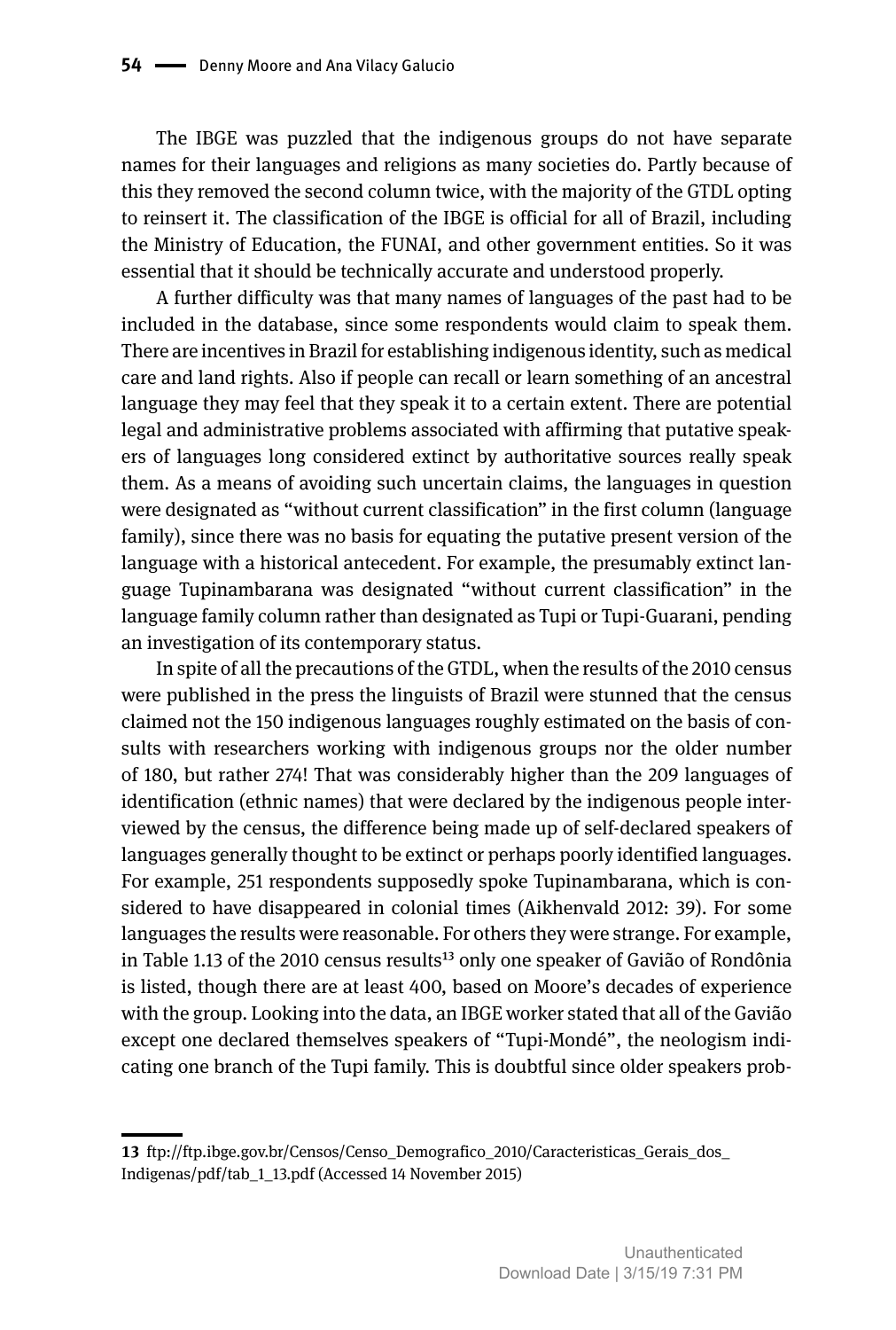The IBGE was puzzled that the indigenous groups do not have separate names for their languages and religions as many societies do. Partly because of this they removed the second column twice, with the majority of the GTDL opting to reinsert it. The classification of the IBGE is official for all of Brazil, including the Ministry of Education, the FUNAI, and other government entities. So it was essential that it should be technically accurate and understood properly.

A further difficulty was that many names of languages of the past had to be included in the database, since some respondents would claim to speak them. There are incentives in Brazil for establishing indigenous identity, such as medical care and land rights. Also if people can recall or learn something of an ancestral language they may feel that they speak it to a certain extent. There are potential legal and administrative problems associated with affirming that putative speakers of languages long considered extinct by authoritative sources really speak them. As a means of avoiding such uncertain claims, the languages in question were designated as "without current classification" in the first column (language family), since there was no basis for equating the putative present version of the language with a historical antecedent. For example, the presumably extinct language Tupinambarana was designated "without current classification" in the language family column rather than designated as Tupi or Tupi-Guarani, pending an investigation of its contemporary status.

In spite of all the precautions of the GTDL, when the results of the 2010 census were published in the press the linguists of Brazil were stunned that the census claimed not the 150 indigenous languages roughly estimated on the basis of consults with researchers working with indigenous groups nor the older number of 180, but rather 274! That was considerably higher than the 209 languages of identification (ethnic names) that were declared by the indigenous people interviewed by the census, the difference being made up of self-declared speakers of languages generally thought to be extinct or perhaps poorly identified languages. For example, 251 respondents supposedly spoke Tupinambarana, which is considered to have disappeared in colonial times (Aikhenvald 2012: 39). For some languages the results were reasonable. For others they were strange. For example, in Table 1.13 of the 2010 census results[13] only one speaker of Gavião of Rondônia is listed, though there are at least 400, based on Moore's decades of experience with the group. Looking into the data, an IBGE worker stated that all of the Gavião except one declared themselves speakers of "Tupi-Mondé", the neologism indicating one branch of the Tupi family. This is doubtful since older speakers prob-

13 ftp://ftp.ibge.gov.br/Censos/Censo_Demografico_2010/Caracteristicas_Gerais_dos_Indigenas/pdf/tab_1_13.pdf (Accessed 14 November 2015)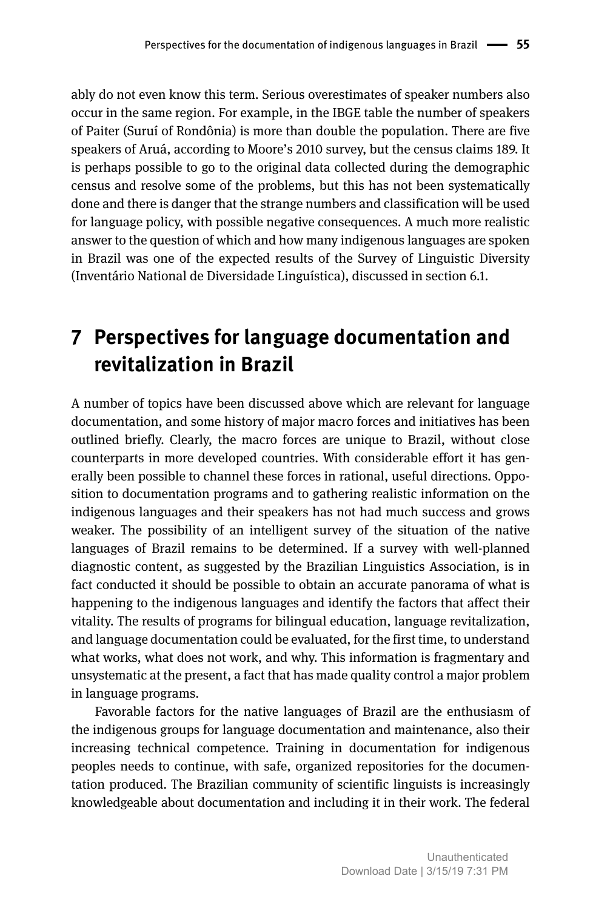ably do not even know this term. Serious overestimates of speaker numbers also occur in the same region. For example, in the IBGE table the number of speakers of Paiter (Suruí of Rondônia) is more than double the population. There are five speakers of Aruá, according to Moore's 2010 survey, but the census claims 189. It is perhaps possible to go to the original data collected during the demographic census and resolve some of the problems, but this has not been systematically done and there is danger that the strange numbers and classification will be used for language policy, with possible negative consequences. A much more realistic answer to the question of which and how many indigenous languages are spoken in Brazil was one of the expected results of the Survey of Linguistic Diversity (Inventário National de Diversidade Linguística), discussed in section 6.1.

# 7 Perspectives for language documentation and revitalization in Brazil

A number of topics have been discussed above which are relevant for language documentation, and some history of major macro forces and initiatives has been outlined briefly. Clearly, the macro forces are unique to Brazil, without close counterparts in more developed countries. With considerable effort it has generally been possible to channel these forces in rational, useful directions. Opposition to documentation programs and to gathering realistic information on the indigenous languages and their speakers has not had much success and grows weaker. The possibility of an intelligent survey of the situation of the native languages of Brazil remains to be determined. If a survey with well-planned diagnostic content, as suggested by the Brazilian Linguistics Association, is in fact conducted it should be possible to obtain an accurate panorama of what is happening to the indigenous languages and identify the factors that affect their vitality. The results of programs for bilingual education, language revitalization, and language documentation could be evaluated, for the first time, to understand what works, what does not work, and why. This information is fragmentary and unsystematic at the present, a fact that has made quality control a major problem in language programs.

Favorable factors for the native languages of Brazil are the enthusiasm of the indigenous groups for language documentation and maintenance, also their increasing technical competence. Training in documentation for indigenous peoples needs to continue, with safe, organized repositories for the documentation produced. The Brazilian community of scientific linguists is increasingly knowledgeable about documentation and including it in their work. The federal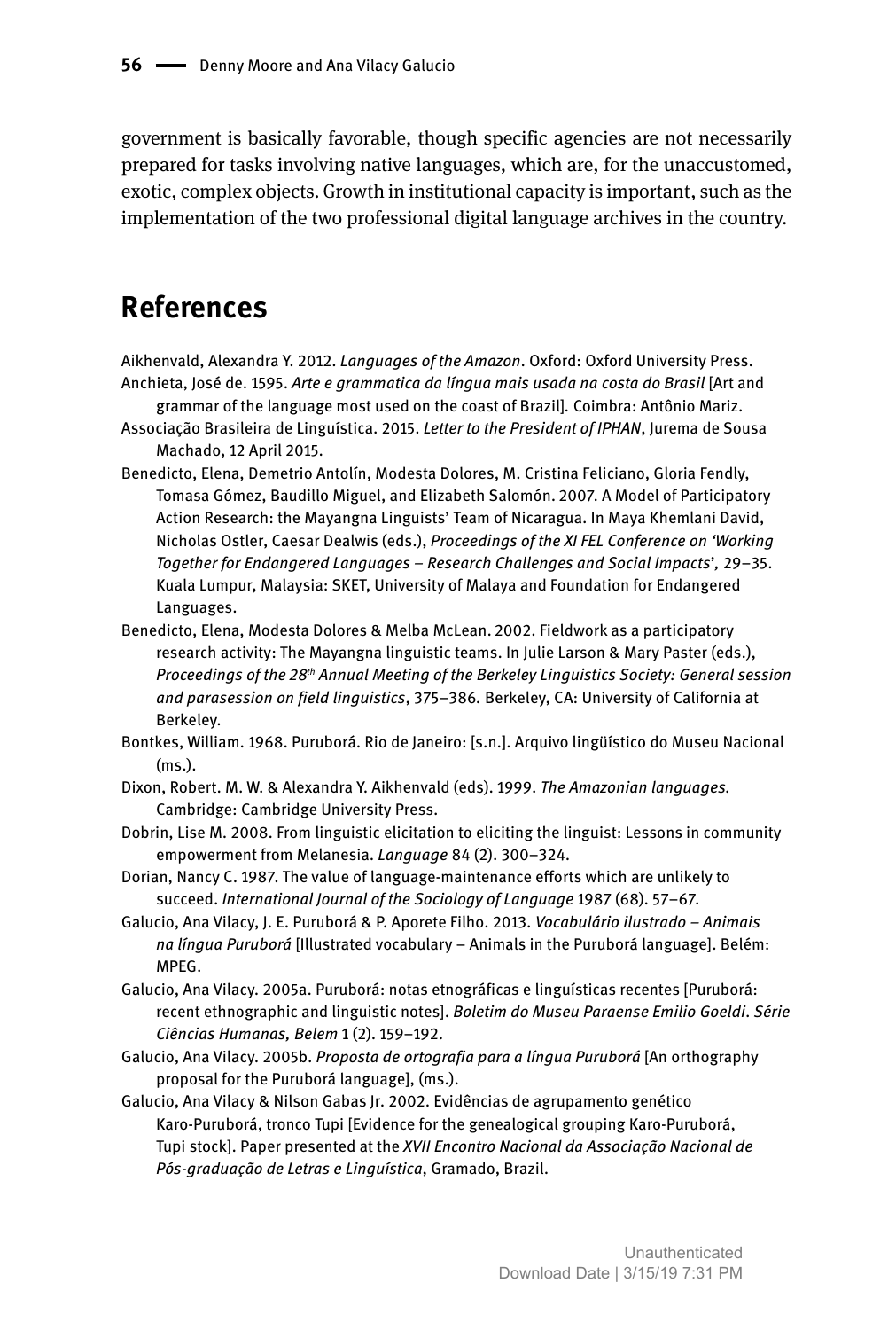government is basically favorable, though specific agencies are not necessarily prepared for tasks involving native languages, which are, for the unaccustomed, exotic, complex objects. Growth in institutional capacity is important, such as the implementation of the two professional digital language archives in the country.

## References

Aikhenvald, Alexandra Y. 2012. *Languages of the Amazon*. Oxford: Oxford University Press.

Anchieta, José de. 1595. *Arte e grammatica da língua mais usada na costa do Brasil* [Art and grammar of the language most used on the coast of Brazil]. Coimbra: Antônio Mariz.

Associação Brasileira de Linguística. 2015. *Letter to the President of IPHAN*, Jurema de Sousa Machado, 12 April 2015.

Benedicto, Elena, Demetrio Antolín, Modesta Dolores, M. Cristina Feliciano, Gloria Fendly, Tomasa Gómez, Baudillo Miguel, and Elizabeth Salomón. 2007. A Model of Participatory Action Research: the Mayangna Linguists' Team of Nicaragua. In Maya Khemlani David, Nicholas Ostler, Caesar Dealwis (eds.), *Proceedings of the XI FEL Conference on 'Working Together for Endangered Languages – Research Challenges and Social Impacts',* 29–35. Kuala Lumpur, Malaysia: SKET, University of Malaya and Foundation for Endangered Languages.

Benedicto, Elena, Modesta Dolores & Melba McLean. 2002. Fieldwork as a participatory research activity: The Mayangna linguistic teams. In Julie Larson & Mary Paster (eds.), *Proceedings of the 28th Annual Meeting of the Berkeley Linguistics Society: General session and parasession on field linguistics*, 375–386. Berkeley, CA: University of California at Berkeley.

Bontkes, William. 1968. Puruborá. Rio de Janeiro: [s.n.]. Arquivo lingüístico do Museu Nacional (ms.).

Dixon, Robert. M. W. & Alexandra Y. Aikhenvald (eds). 1999. *The Amazonian languages*. Cambridge: Cambridge University Press.

Dobrin, Lise M. 2008. From linguistic elicitation to eliciting the linguist: Lessons in community empowerment from Melanesia. *Language* 84 (2). 300–324.

Dorian, Nancy C. 1987. The value of language-maintenance efforts which are unlikely to succeed. *International Journal of the Sociology of Language* 1987 (68). 57–67.

Galucio, Ana Vilacy, J. E. Puruborá & P. Aporete Filho. 2013. *Vocabulário ilustrado – Animais na língua Puruborá* [Illustrated vocabulary – Animals in the Puruborá language]. Belém: MPEG.

Galucio, Ana Vilacy. 2005a. Puruborá: notas etnográficas e linguísticas recentes [Puruborá: recent ethnographic and linguistic notes]. *Boletim do Museu Paraense Emilio Goeldi. Série Ciências Humanas, Belem* 1 (2). 159–192.

Galucio, Ana Vilacy. 2005b. *Proposta de ortografia para a língua Puruborá* [An orthography proposal for the Puruborá language], (ms.).

Galucio, Ana Vilacy & Nilson Gabas Jr. 2002. Evidências de agrupamento genético Karo-Puruborá, tronco Tupi [Evidence for the genealogical grouping Karo-Puruborá, Tupi stock]. Paper presented at the *XVII Encontro Nacional da Associação Nacional de Pós-graduação de Letras e Linguística*, Gramado, Brazil.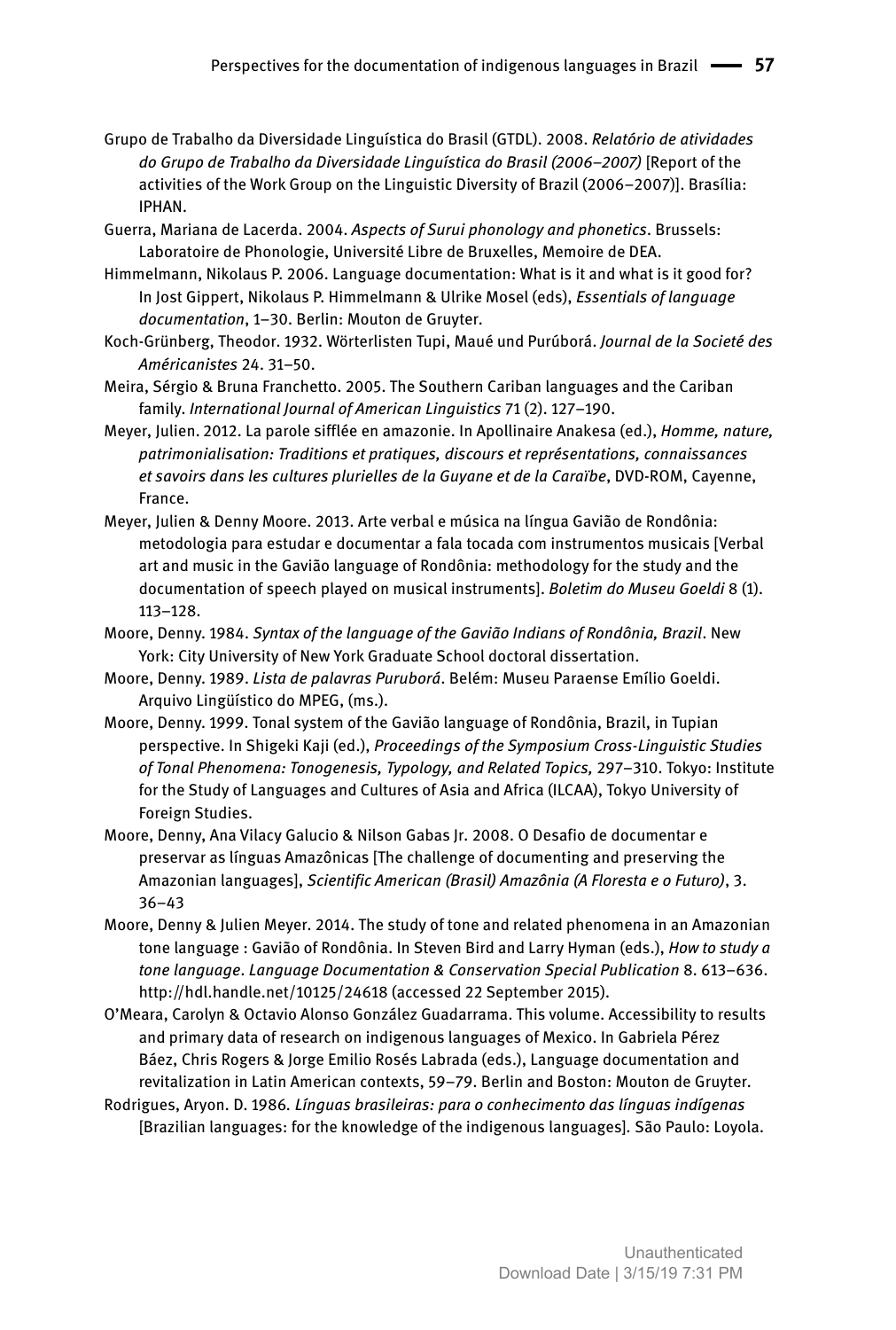Grupo de Trabalho da Diversidade Linguística do Brasil (GTDL). 2008. *Relatório de atividades do Grupo de Trabalho da Diversidade Linguística do Brasil (2006–2007)* [Report of the activities of the Work Group on the Linguistic Diversity of Brazil (2006–2007)]. Brasília: IPHAN.

Guerra, Mariana de Lacerda. 2004. *Aspects of Surui phonology and phonetics*. Brussels: Laboratoire de Phonologie, Université Libre de Bruxelles, Memoire de DEA.

Himmelmann, Nikolaus P. 2006. Language documentation: What is it and what is it good for? In Jost Gippert, Nikolaus P. Himmelmann & Ulrike Mosel (eds), *Essentials of language documentation*, 1–30. Berlin: Mouton de Gruyter.

Koch-Grünberg, Theodor. 1932. Wörterlisten Tupi, Maué und Purúborá. *Journal de la Societé des Américanistes* 24. 31–50.

Meira, Sérgio & Bruna Franchetto. 2005. The Southern Cariban languages and the Cariban family. *International Journal of American Linguistics* 71 (2). 127–190.

Meyer, Julien. 2012. La parole sifflée en amazonie. In Apollinaire Anakesa (ed.), *Homme, nature, patrimonialisation: Traditions et pratiques, discours et représentations, connaissances et savoirs dans les cultures plurielles de la Guyane et de la Caraïbe*, DVD-ROM, Cayenne, France.

Meyer, Julien & Denny Moore. 2013. Arte verbal e música na língua Gavião de Rondônia: metodologia para estudar e documentar a fala tocada com instrumentos musicais [Verbal art and music in the Gavião language of Rondônia: methodology for the study and the documentation of speech played on musical instruments]. *Boletim do Museu Goeldi* 8 (1). 113–128.

Moore, Denny. 1984. *Syntax of the language of the Gavião Indians of Rondônia, Brazil*. New York: City University of New York Graduate School doctoral dissertation.

Moore, Denny. 1989. *Lista de palavras Puruborá*. Belém: Museu Paraense Emílio Goeldi. Arquivo Lingüístico do MPEG, (ms.).

Moore, Denny. 1999. Tonal system of the Gavião language of Rondônia, Brazil, in Tupian perspective. In Shigeki Kaji (ed.), *Proceedings of the Symposium Cross-Linguistic Studies of Tonal Phenomena: Tonogenesis, Typology, and Related Topics,* 297–310. Tokyo: Institute for the Study of Languages and Cultures of Asia and Africa (ILCAA), Tokyo University of Foreign Studies.

Moore, Denny, Ana Vilacy Galucio & Nilson Gabas Jr. 2008. O Desafio de documentar e preservar as línguas Amazônicas [The challenge of documenting and preserving the Amazonian languages], *Scientific American (Brasil) Amazônia (A Floresta e o Futuro)*, 3. 36–43

Moore, Denny & Julien Meyer. 2014. The study of tone and related phenomena in an Amazonian tone language : Gavião of Rondônia. In Steven Bird and Larry Hyman (eds.), *How to study a tone language*. *Language Documentation & Conservation Special Publication* 8. 613–636. http://hdl.handle.net/10125/24618 (accessed 22 September 2015).

O'Meara, Carolyn & Octavio Alonso González Guadarrama. This volume. Accessibility to results and primary data of research on indigenous languages of Mexico. In Gabriela Pérez Báez, Chris Rogers & Jorge Emilio Rosés Labrada (eds.), Language documentation and revitalization in Latin American contexts, 59–79. Berlin and Boston: Mouton de Gruyter.

Rodrigues, Aryon. D. 1986. *Línguas brasileiras: para o conhecimento das línguas indígenas* [Brazilian languages: for the knowledge of the indigenous languages]. São Paulo: Loyola.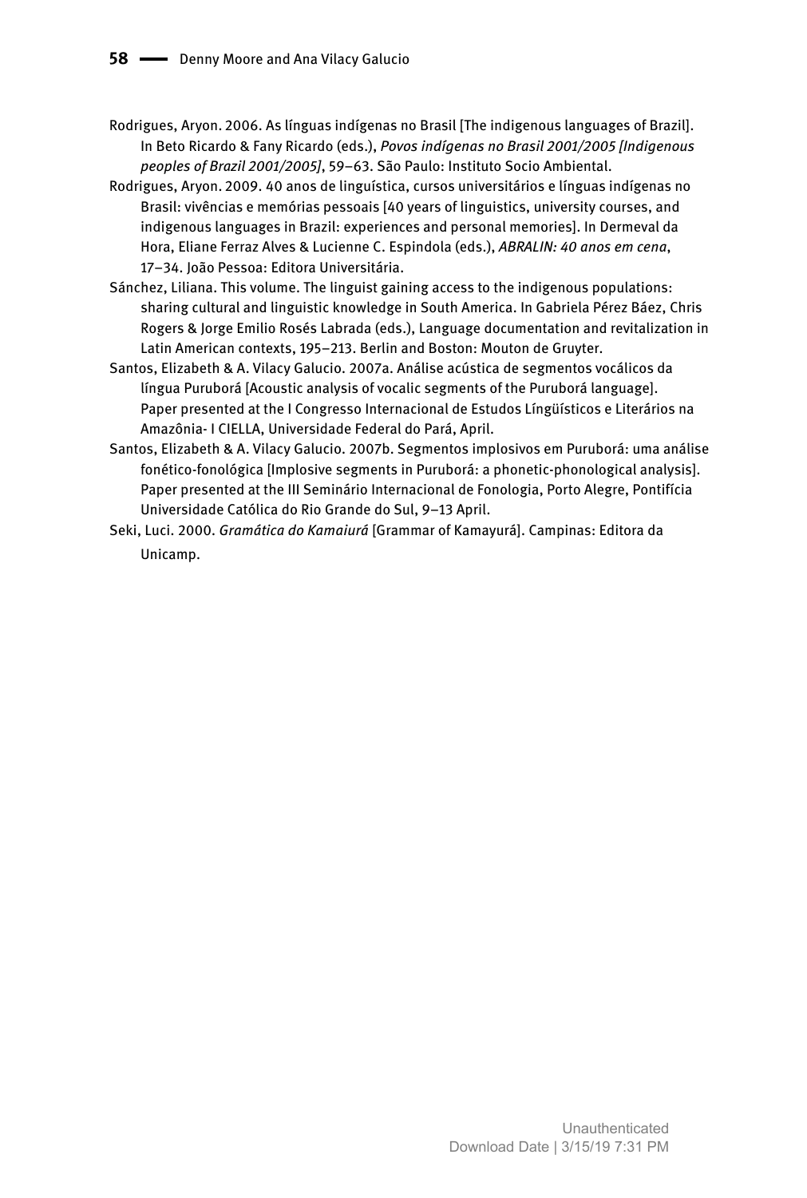Rodrigues, Aryon. 2006. As línguas indígenas no Brasil [The indigenous languages of Brazil]. In Beto Ricardo & Fany Ricardo (eds.), *Povos indígenas no Brasil 2001/2005 [Indigenous peoples of Brazil 2001/2005]*, 59–63. São Paulo: Instituto Socio Ambiental.

Rodrigues, Aryon. 2009. 40 anos de linguística, cursos universitários e línguas indígenas no Brasil: vivências e memórias pessoais [40 years of linguistics, university courses, and indigenous languages in Brazil: experiences and personal memories]. In Dermeval da Hora, Eliane Ferraz Alves & Lucienne C. Espindola (eds.), *ABRALIN: 40 anos em cena*, 17–34. João Pessoa: Editora Universitária.

Sánchez, Liliana. This volume. The linguist gaining access to the indigenous populations: sharing cultural and linguistic knowledge in South America. In Gabriela Pérez Báez, Chris Rogers & Jorge Emilio Rosés Labrada (eds.), Language documentation and revitalization in Latin American contexts, 195–213. Berlin and Boston: Mouton de Gruyter.

Santos, Elizabeth & A. Vilacy Galucio. 2007a. Análise acústica de segmentos vocálicos da língua Puruborá [Acoustic analysis of vocalic segments of the Puruborá language]. Paper presented at the I Congresso Internacional de Estudos Lingüísticos e Literários na Amazônia- I CIELLA, Universidade Federal do Pará, April.

Santos, Elizabeth & A. Vilacy Galucio. 2007b. Segmentos implosivos em Puruborá: uma análise fonético-fonológica [Implosive segments in Puruborá: a phonetic-phonological analysis]. Paper presented at the III Seminário Internacional de Fonologia, Porto Alegre, Pontifícia Universidade Católica do Rio Grande do Sul, 9–13 April.

Seki, Luci. 2000. *Gramática do Kamaiurá* [Grammar of Kamayurá]. Campinas: Editora da Unicamp.